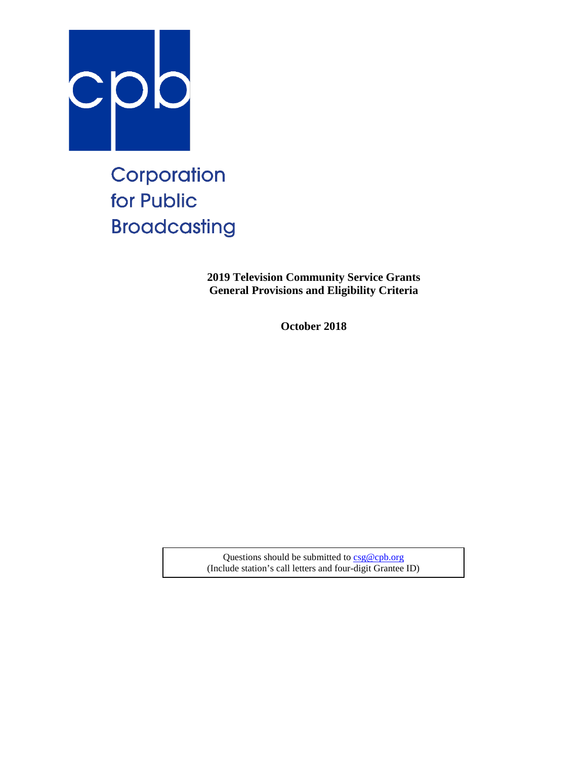cpb

Corporation
for Public
Broadcasting

**2019 Television Community Service Grants**
**General Provisions and Eligibility Criteria**

**October 2018**

Questions should be submitted to csg@cpb.org
(Include station's call letters and four-digit Grantee ID)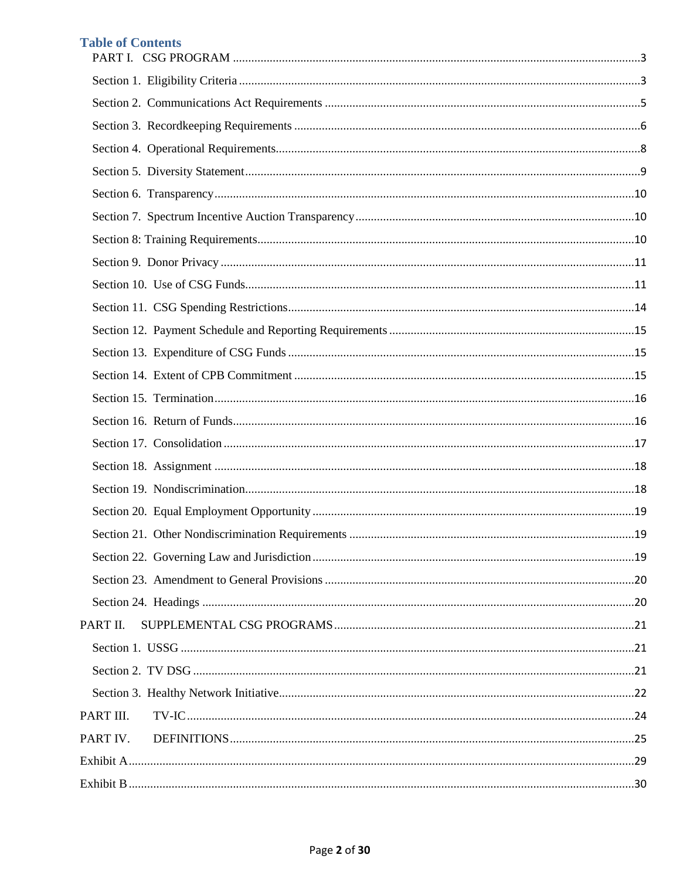## Table of Contents

PART I. CSG PROGRAM .....3

Section 1. Eligibility Criteria .....3

Section 2. Communications Act Requirements .....5

Section 3. Recordkeeping Requirements .....6

Section 4. Operational Requirements .....8

Section 5. Diversity Statement .....9

Section 6. Transparency .....10

Section 7. Spectrum Incentive Auction Transparency .....10

Section 8: Training Requirements .....10

Section 9. Donor Privacy .....11

Section 10. Use of CSG Funds .....11

Section 11. CSG Spending Restrictions .....14

Section 12. Payment Schedule and Reporting Requirements .....15

Section 13. Expenditure of CSG Funds .....15

Section 14. Extent of CPB Commitment .....15

Section 15. Termination .....16

Section 16. Return of Funds .....16

Section 17. Consolidation .....17

Section 18. Assignment .....18

Section 19. Nondiscrimination .....18

Section 20. Equal Employment Opportunity .....19

Section 21. Other Nondiscrimination Requirements .....19

Section 22. Governing Law and Jurisdiction .....19

Section 23. Amendment to General Provisions .....20

Section 24. Headings .....20

PART II. SUPPLEMENTAL CSG PROGRAMS .....21

Section 1. USSG .....21

Section 2. TV DSG .....21

Section 3. Healthy Network Initiative .....22

PART III. TV-IC .....24

PART IV. DEFINITIONS .....25

Exhibit A .....29

Exhibit B .....30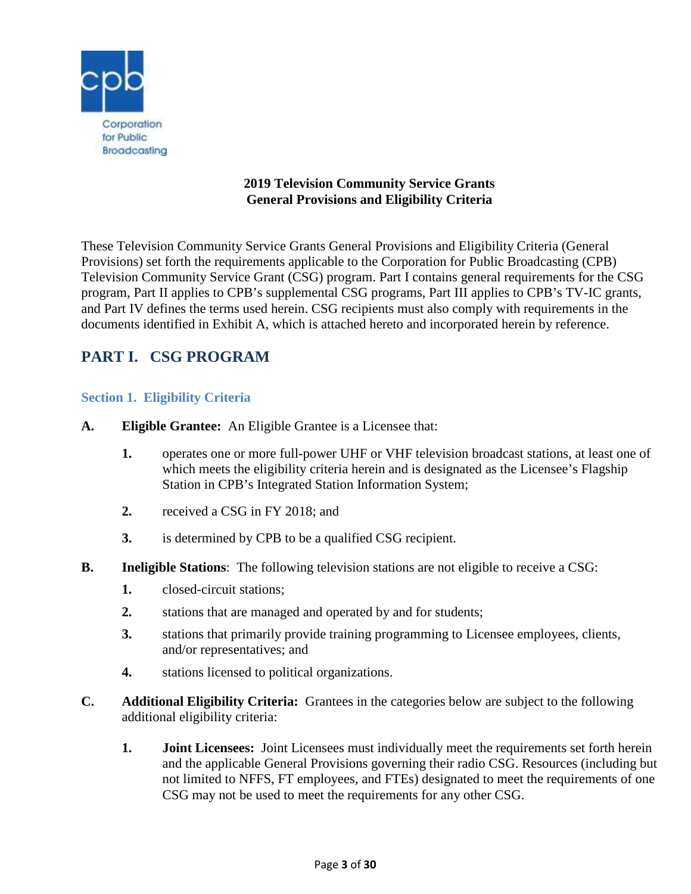Corporation for Public Broadcasting

**2019 Television Community Service Grants**
**General Provisions and Eligibility Criteria**

These Television Community Service Grants General Provisions and Eligibility Criteria (General Provisions) set forth the requirements applicable to the Corporation for Public Broadcasting (CPB) Television Community Service Grant (CSG) program. Part I contains general requirements for the CSG program, Part II applies to CPB's supplemental CSG programs, Part III applies to CPB's TV-IC grants, and Part IV defines the terms used herein. CSG recipients must also comply with requirements in the documents identified in Exhibit A, which is attached hereto and incorporated herein by reference.

## PART I. CSG PROGRAM

### Section 1. Eligibility Criteria

**A. Eligible Grantee:** An Eligible Grantee is a Licensee that:

1. operates one or more full-power UHF or VHF television broadcast stations, at least one of which meets the eligibility criteria herein and is designated as the Licensee's Flagship Station in CPB's Integrated Station Information System;
2. received a CSG in FY 2018; and
3. is determined by CPB to be a qualified CSG recipient.

**B. Ineligible Stations**: The following television stations are not eligible to receive a CSG:

1. closed-circuit stations;
2. stations that are managed and operated by and for students;
3. stations that primarily provide training programming to Licensee employees, clients, and/or representatives; and
4. stations licensed to political organizations.

**C. Additional Eligibility Criteria:** Grantees in the categories below are subject to the following additional eligibility criteria:

1. **Joint Licensees:** Joint Licensees must individually meet the requirements set forth herein and the applicable General Provisions governing their radio CSG. Resources (including but not limited to NFFS, FT employees, and FTEs) designated to meet the requirements of one CSG may not be used to meet the requirements for any other CSG.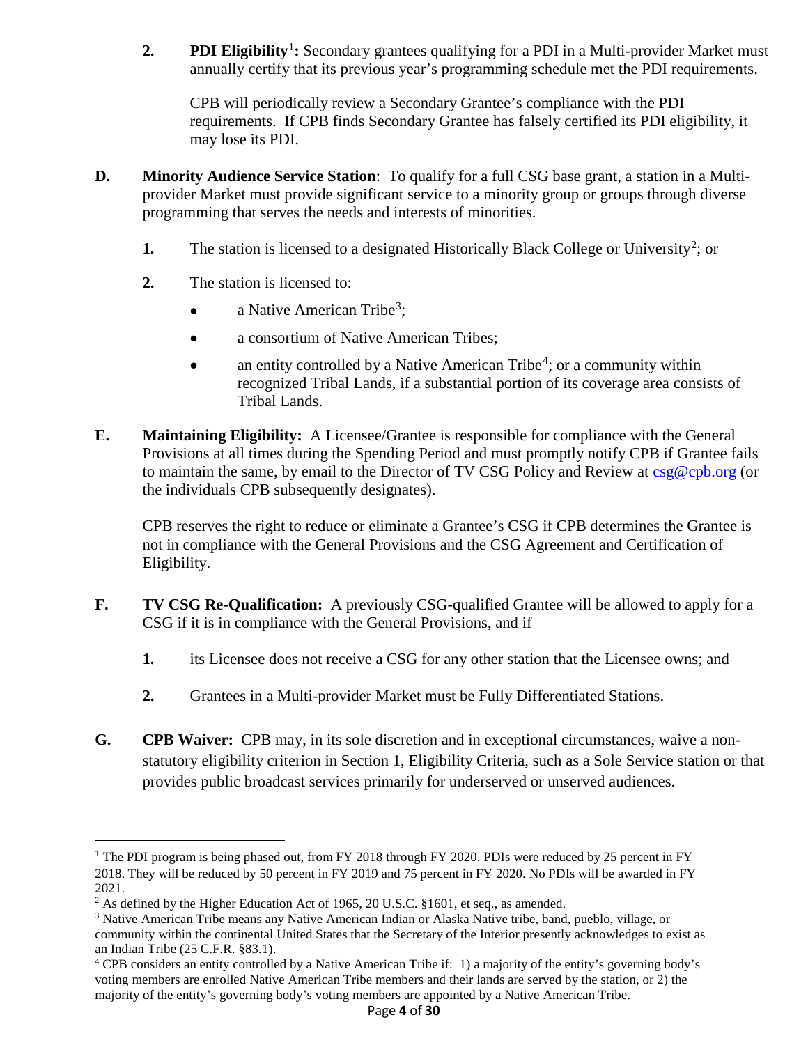2. **PDI Eligibility**[1]**:** Secondary grantees qualifying for a PDI in a Multi-provider Market must annually certify that its previous year's programming schedule met the PDI requirements.

   CPB will periodically review a Secondary Grantee's compliance with the PDI requirements. If CPB finds Secondary Grantee has falsely certified its PDI eligibility, it may lose its PDI.

**D. Minority Audience Service Station**: To qualify for a full CSG base grant, a station in a Multi-provider Market must provide significant service to a minority group or groups through diverse programming that serves the needs and interests of minorities.

1. The station is licensed to a designated Historically Black College or University[2]; or

2. The station is licensed to:

   - a Native American Tribe[3];
   - a consortium of Native American Tribes;
   - an entity controlled by a Native American Tribe[4]; or a community within recognized Tribal Lands, if a substantial portion of its coverage area consists of Tribal Lands.

**E. Maintaining Eligibility:** A Licensee/Grantee is responsible for compliance with the General Provisions at all times during the Spending Period and must promptly notify CPB if Grantee fails to maintain the same, by email to the Director of TV CSG Policy and Review at csg@cpb.org (or the individuals CPB subsequently designates).

CPB reserves the right to reduce or eliminate a Grantee's CSG if CPB determines the Grantee is not in compliance with the General Provisions and the CSG Agreement and Certification of Eligibility.

**F. TV CSG Re-Qualification:** A previously CSG-qualified Grantee will be allowed to apply for a CSG if it is in compliance with the General Provisions, and if

1. its Licensee does not receive a CSG for any other station that the Licensee owns; and

2. Grantees in a Multi-provider Market must be Fully Differentiated Stations.

**G. CPB Waiver:** CPB may, in its sole discretion and in exceptional circumstances, waive a non-statutory eligibility criterion in Section 1, Eligibility Criteria, such as a Sole Service station or that provides public broadcast services primarily for underserved or unserved audiences.

---

[1] The PDI program is being phased out, from FY 2018 through FY 2020. PDIs were reduced by 25 percent in FY 2018. They will be reduced by 50 percent in FY 2019 and 75 percent in FY 2020. No PDIs will be awarded in FY 2021.

[2] As defined by the Higher Education Act of 1965, 20 U.S.C. §1601, et seq., as amended.

[3] Native American Tribe means any Native American Indian or Alaska Native tribe, band, pueblo, village, or community within the continental United States that the Secretary of the Interior presently acknowledges to exist as an Indian Tribe (25 C.F.R. §83.1).

[4] CPB considers an entity controlled by a Native American Tribe if: 1) a majority of the entity's governing body's voting members are enrolled Native American Tribe members and their lands are served by the station, or 2) the majority of the entity's governing body's voting members are appointed by a Native American Tribe.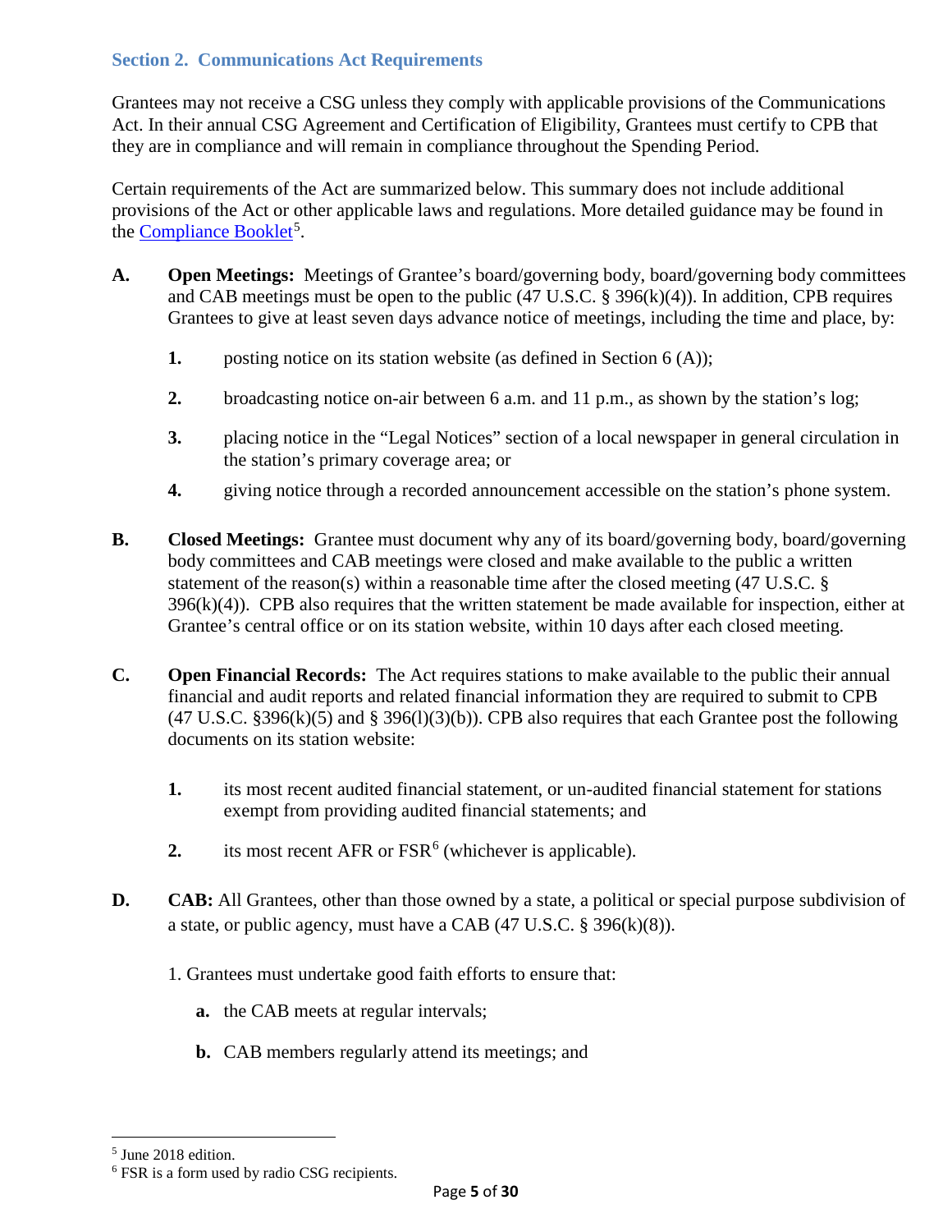## Section 2. Communications Act Requirements

Grantees may not receive a CSG unless they comply with applicable provisions of the Communications Act. In their annual CSG Agreement and Certification of Eligibility, Grantees must certify to CPB that they are in compliance and will remain in compliance throughout the Spending Period.

Certain requirements of the Act are summarized below. This summary does not include additional provisions of the Act or other applicable laws and regulations. More detailed guidance may be found in the Compliance Booklet[5].

**A.** **Open Meetings:** Meetings of Grantee's board/governing body, board/governing body committees and CAB meetings must be open to the public (47 U.S.C. § 396(k)(4)). In addition, CPB requires Grantees to give at least seven days advance notice of meetings, including the time and place, by:

1. posting notice on its station website (as defined in Section 6 (A));
2. broadcasting notice on-air between 6 a.m. and 11 p.m., as shown by the station's log;
3. placing notice in the "Legal Notices" section of a local newspaper in general circulation in the station's primary coverage area; or
4. giving notice through a recorded announcement accessible on the station's phone system.

**B.** **Closed Meetings:** Grantee must document why any of its board/governing body, board/governing body committees and CAB meetings were closed and make available to the public a written statement of the reason(s) within a reasonable time after the closed meeting (47 U.S.C. § 396(k)(4)). CPB also requires that the written statement be made available for inspection, either at Grantee's central office or on its station website, within 10 days after each closed meeting.

**C.** **Open Financial Records:** The Act requires stations to make available to the public their annual financial and audit reports and related financial information they are required to submit to CPB (47 U.S.C. §396(k)(5) and § 396(l)(3)(b)). CPB also requires that each Grantee post the following documents on its station website:

1. its most recent audited financial statement, or un-audited financial statement for stations exempt from providing audited financial statements; and
2. its most recent AFR or FSR[6] (whichever is applicable).

**D.** **CAB:** All Grantees, other than those owned by a state, a political or special purpose subdivision of a state, or public agency, must have a CAB (47 U.S.C. § 396(k)(8)).

1. Grantees must undertake good faith efforts to ensure that:

   **a.** the CAB meets at regular intervals;

   **b.** CAB members regularly attend its meetings; and

---

[5] June 2018 edition.

[6] FSR is a form used by radio CSG recipients.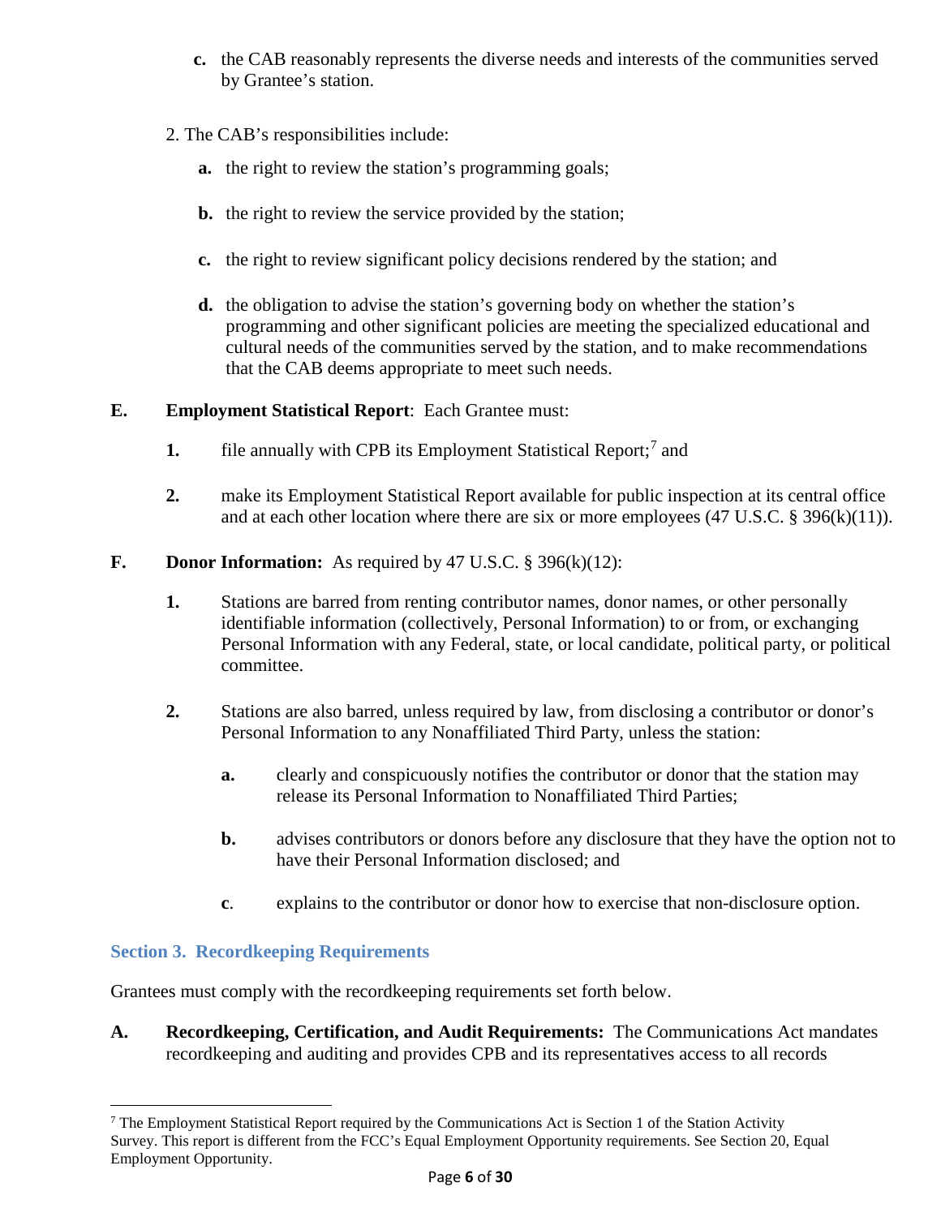c. the CAB reasonably represents the diverse needs and interests of the communities served by Grantee's station.

2. The CAB's responsibilities include:

   **a.** the right to review the station's programming goals;

   **b.** the right to review the service provided by the station;

   **c.** the right to review significant policy decisions rendered by the station; and

   **d.** the obligation to advise the station's governing body on whether the station's programming and other significant policies are meeting the specialized educational and cultural needs of the communities served by the station, and to make recommendations that the CAB deems appropriate to meet such needs.

**E. Employment Statistical Report**: Each Grantee must:

**1.** file annually with CPB its Employment Statistical Report;[7] and

**2.** make its Employment Statistical Report available for public inspection at its central office and at each other location where there are six or more employees (47 U.S.C. § 396(k)(11)).

**F. Donor Information:** As required by 47 U.S.C. § 396(k)(12):

**1.** Stations are barred from renting contributor names, donor names, or other personally identifiable information (collectively, Personal Information) to or from, or exchanging Personal Information with any Federal, state, or local candidate, political party, or political committee.

**2.** Stations are also barred, unless required by law, from disclosing a contributor or donor's Personal Information to any Nonaffiliated Third Party, unless the station:

   **a.** clearly and conspicuously notifies the contributor or donor that the station may release its Personal Information to Nonaffiliated Third Parties;

   **b.** advises contributors or donors before any disclosure that they have the option not to have their Personal Information disclosed; and

   **c**. explains to the contributor or donor how to exercise that non-disclosure option.

## Section 3. Recordkeeping Requirements

Grantees must comply with the recordkeeping requirements set forth below.

**A. Recordkeeping, Certification, and Audit Requirements:** The Communications Act mandates recordkeeping and auditing and provides CPB and its representatives access to all records

[7] The Employment Statistical Report required by the Communications Act is Section 1 of the Station Activity Survey. This report is different from the FCC's Equal Employment Opportunity requirements. See Section 20, Equal Employment Opportunity.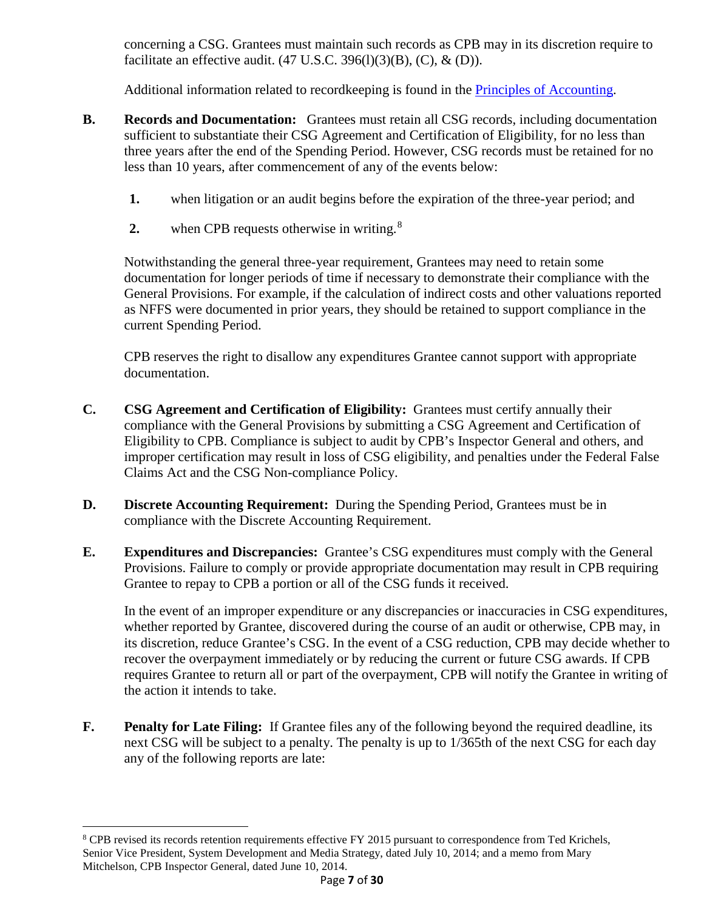concerning a CSG. Grantees must maintain such records as CPB may in its discretion require to facilitate an effective audit. (47 U.S.C. 396(l)(3)(B), (C), & (D)).

Additional information related to recordkeeping is found in the Principles of Accounting.

**B. Records and Documentation:** Grantees must retain all CSG records, including documentation sufficient to substantiate their CSG Agreement and Certification of Eligibility, for no less than three years after the end of the Spending Period. However, CSG records must be retained for no less than 10 years, after commencement of any of the events below:

1. when litigation or an audit begins before the expiration of the three-year period; and
2. when CPB requests otherwise in writing.[8]

Notwithstanding the general three-year requirement, Grantees may need to retain some documentation for longer periods of time if necessary to demonstrate their compliance with the General Provisions. For example, if the calculation of indirect costs and other valuations reported as NFFS were documented in prior years, they should be retained to support compliance in the current Spending Period.

CPB reserves the right to disallow any expenditures Grantee cannot support with appropriate documentation.

**C. CSG Agreement and Certification of Eligibility:** Grantees must certify annually their compliance with the General Provisions by submitting a CSG Agreement and Certification of Eligibility to CPB. Compliance is subject to audit by CPB's Inspector General and others, and improper certification may result in loss of CSG eligibility, and penalties under the Federal False Claims Act and the CSG Non-compliance Policy.

**D. Discrete Accounting Requirement:** During the Spending Period, Grantees must be in compliance with the Discrete Accounting Requirement.

**E. Expenditures and Discrepancies:** Grantee's CSG expenditures must comply with the General Provisions. Failure to comply or provide appropriate documentation may result in CPB requiring Grantee to repay to CPB a portion or all of the CSG funds it received.

In the event of an improper expenditure or any discrepancies or inaccuracies in CSG expenditures, whether reported by Grantee, discovered during the course of an audit or otherwise, CPB may, in its discretion, reduce Grantee's CSG. In the event of a CSG reduction, CPB may decide whether to recover the overpayment immediately or by reducing the current or future CSG awards. If CPB requires Grantee to return all or part of the overpayment, CPB will notify the Grantee in writing of the action it intends to take.

**F. Penalty for Late Filing:** If Grantee files any of the following beyond the required deadline, its next CSG will be subject to a penalty. The penalty is up to 1/365th of the next CSG for each day any of the following reports are late:

---

[8] CPB revised its records retention requirements effective FY 2015 pursuant to correspondence from Ted Krichels, Senior Vice President, System Development and Media Strategy, dated July 10, 2014; and a memo from Mary Mitchelson, CPB Inspector General, dated June 10, 2014.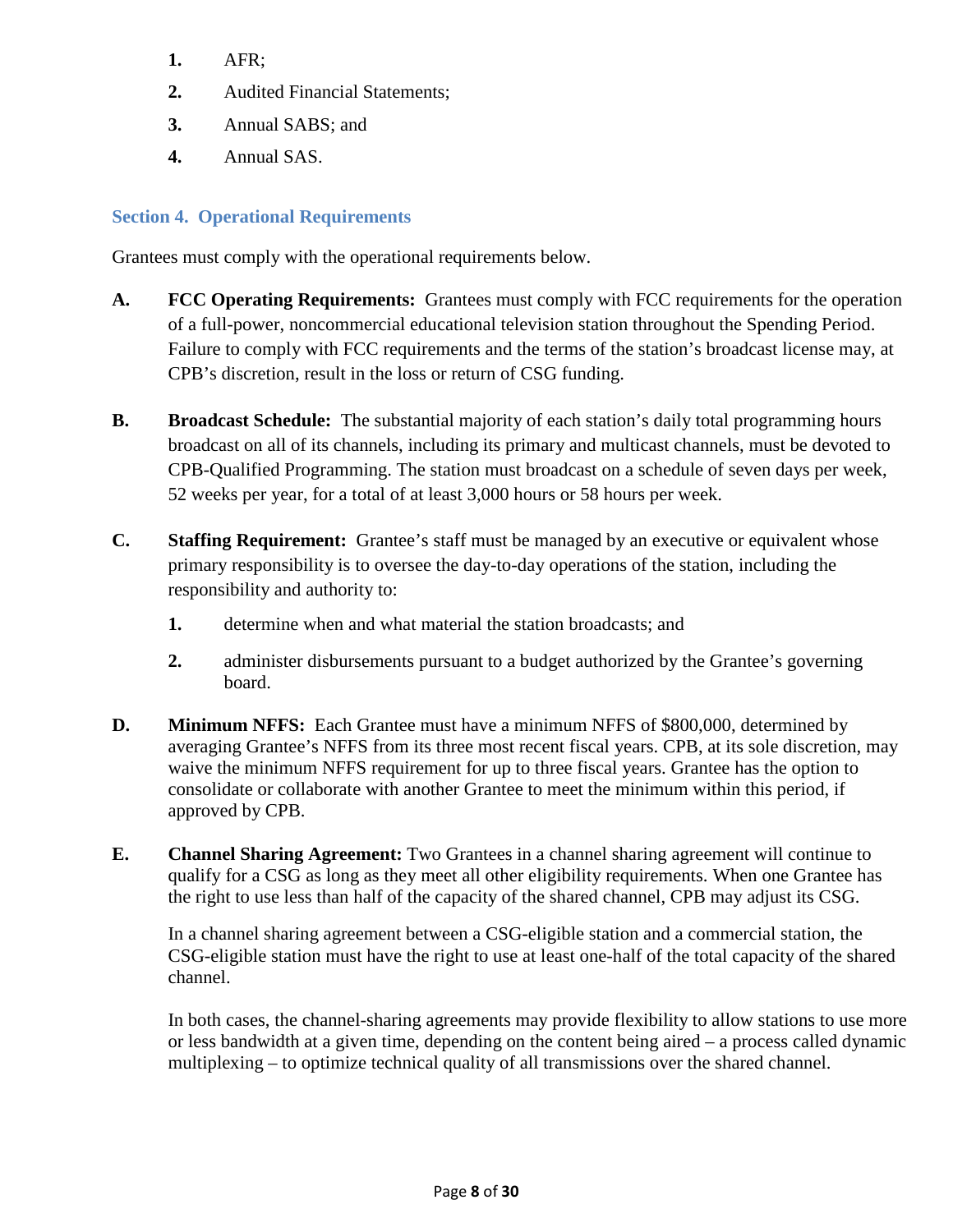1. AFR;
2. Audited Financial Statements;
3. Annual SABS; and
4. Annual SAS.

## Section 4. Operational Requirements

Grantees must comply with the operational requirements below.

**A. FCC Operating Requirements:** Grantees must comply with FCC requirements for the operation of a full-power, noncommercial educational television station throughout the Spending Period. Failure to comply with FCC requirements and the terms of the station's broadcast license may, at CPB's discretion, result in the loss or return of CSG funding.

**B. Broadcast Schedule:** The substantial majority of each station's daily total programming hours broadcast on all of its channels, including its primary and multicast channels, must be devoted to CPB-Qualified Programming. The station must broadcast on a schedule of seven days per week, 52 weeks per year, for a total of at least 3,000 hours or 58 hours per week.

**C. Staffing Requirement:** Grantee's staff must be managed by an executive or equivalent whose primary responsibility is to oversee the day-to-day operations of the station, including the responsibility and authority to:

1. determine when and what material the station broadcasts; and
2. administer disbursements pursuant to a budget authorized by the Grantee's governing board.

**D. Minimum NFFS:** Each Grantee must have a minimum NFFS of $800,000, determined by averaging Grantee's NFFS from its three most recent fiscal years. CPB, at its sole discretion, may waive the minimum NFFS requirement for up to three fiscal years. Grantee has the option to consolidate or collaborate with another Grantee to meet the minimum within this period, if approved by CPB.

**E. Channel Sharing Agreement:** Two Grantees in a channel sharing agreement will continue to qualify for a CSG as long as they meet all other eligibility requirements. When one Grantee has the right to use less than half of the capacity of the shared channel, CPB may adjust its CSG.

In a channel sharing agreement between a CSG-eligible station and a commercial station, the CSG-eligible station must have the right to use at least one-half of the total capacity of the shared channel.

In both cases, the channel-sharing agreements may provide flexibility to allow stations to use more or less bandwidth at a given time, depending on the content being aired – a process called dynamic multiplexing – to optimize technical quality of all transmissions over the shared channel.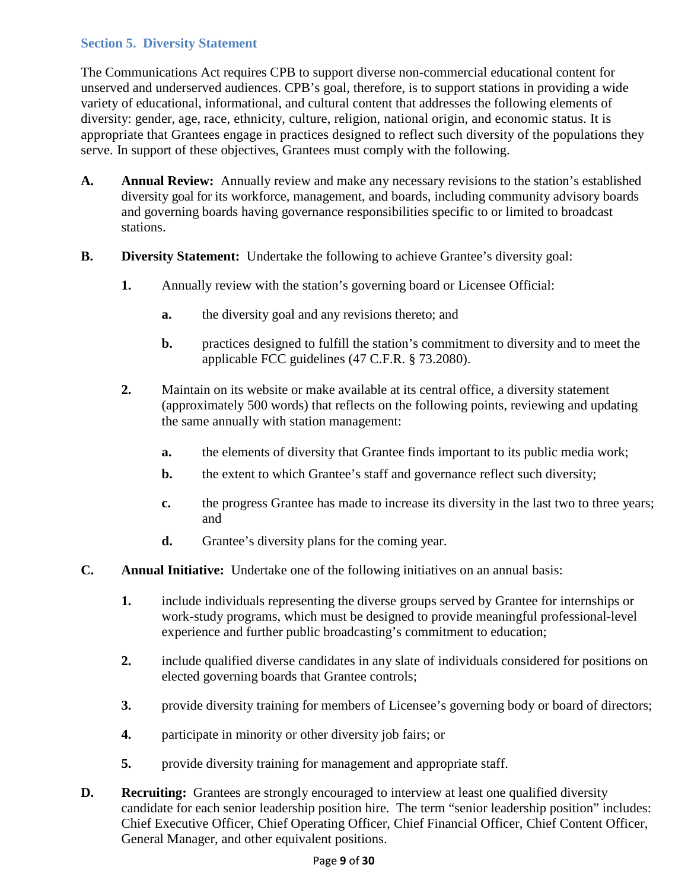### Section 5. Diversity Statement

The Communications Act requires CPB to support diverse non-commercial educational content for unserved and underserved audiences. CPB's goal, therefore, is to support stations in providing a wide variety of educational, informational, and cultural content that addresses the following elements of diversity: gender, age, race, ethnicity, culture, religion, national origin, and economic status. It is appropriate that Grantees engage in practices designed to reflect such diversity of the populations they serve. In support of these objectives, Grantees must comply with the following.

**A.** **Annual Review:** Annually review and make any necessary revisions to the station's established diversity goal for its workforce, management, and boards, including community advisory boards and governing boards having governance responsibilities specific to or limited to broadcast stations.

**B.** **Diversity Statement:** Undertake the following to achieve Grantee's diversity goal:

- **1.** Annually review with the station's governing board or Licensee Official:
  - **a.** the diversity goal and any revisions thereto; and
  - **b.** practices designed to fulfill the station's commitment to diversity and to meet the applicable FCC guidelines (47 C.F.R. § 73.2080).
- **2.** Maintain on its website or make available at its central office, a diversity statement (approximately 500 words) that reflects on the following points, reviewing and updating the same annually with station management:
  - **a.** the elements of diversity that Grantee finds important to its public media work;
  - **b.** the extent to which Grantee's staff and governance reflect such diversity;
  - **c.** the progress Grantee has made to increase its diversity in the last two to three years; and
  - **d.** Grantee's diversity plans for the coming year.

**C.** **Annual Initiative:** Undertake one of the following initiatives on an annual basis:

- **1.** include individuals representing the diverse groups served by Grantee for internships or work-study programs, which must be designed to provide meaningful professional-level experience and further public broadcasting's commitment to education;
- **2.** include qualified diverse candidates in any slate of individuals considered for positions on elected governing boards that Grantee controls;
- **3.** provide diversity training for members of Licensee's governing body or board of directors;
- **4.** participate in minority or other diversity job fairs; or
- **5.** provide diversity training for management and appropriate staff.

**D.** **Recruiting:** Grantees are strongly encouraged to interview at least one qualified diversity candidate for each senior leadership position hire. The term "senior leadership position" includes: Chief Executive Officer, Chief Operating Officer, Chief Financial Officer, Chief Content Officer, General Manager, and other equivalent positions.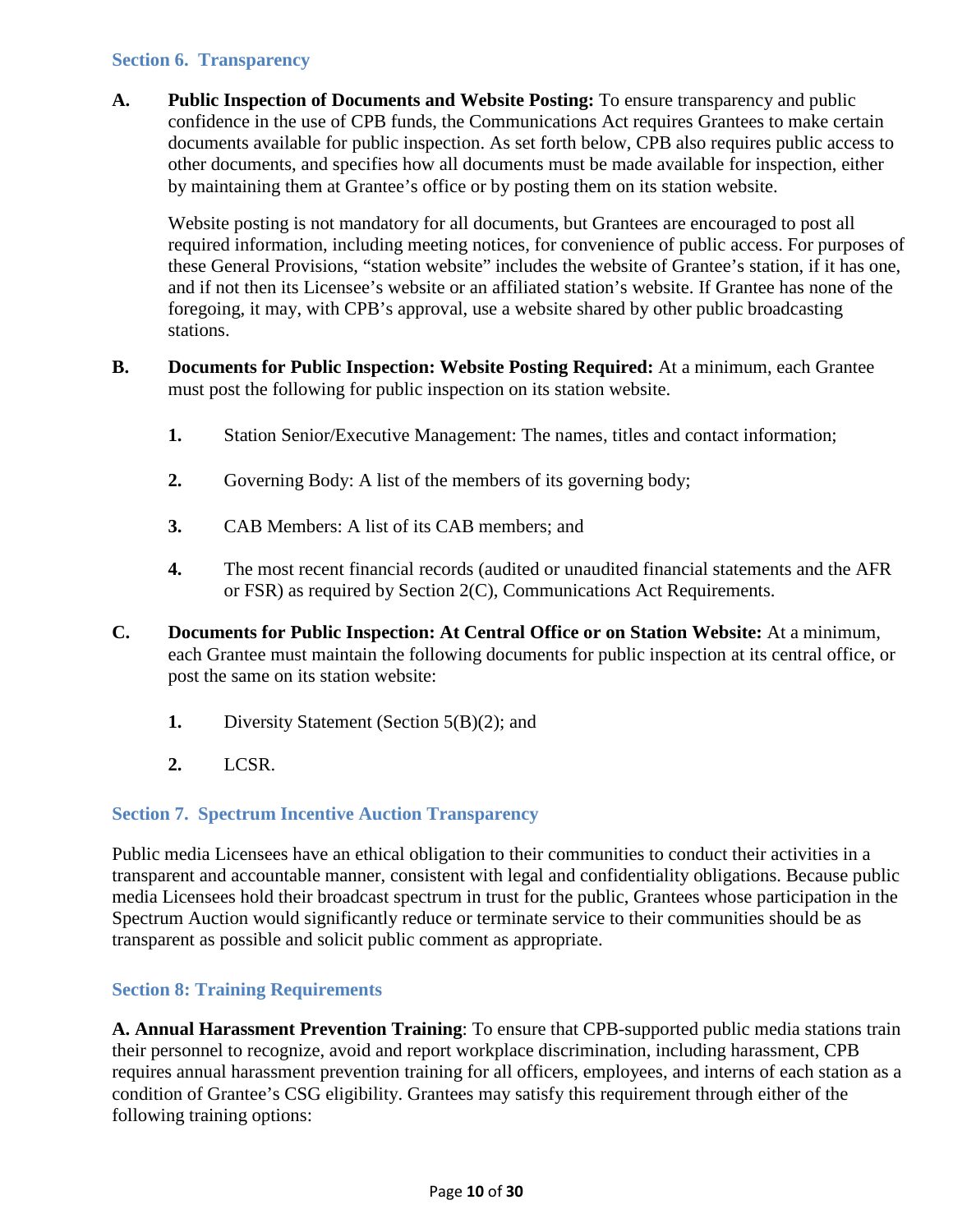### Section 6. Transparency

**A. Public Inspection of Documents and Website Posting:** To ensure transparency and public confidence in the use of CPB funds, the Communications Act requires Grantees to make certain documents available for public inspection. As set forth below, CPB also requires public access to other documents, and specifies how all documents must be made available for inspection, either by maintaining them at Grantee's office or by posting them on its station website.

Website posting is not mandatory for all documents, but Grantees are encouraged to post all required information, including meeting notices, for convenience of public access. For purposes of these General Provisions, "station website" includes the website of Grantee's station, if it has one, and if not then its Licensee's website or an affiliated station's website. If Grantee has none of the foregoing, it may, with CPB's approval, use a website shared by other public broadcasting stations.

**B. Documents for Public Inspection: Website Posting Required:** At a minimum, each Grantee must post the following for public inspection on its station website.

1. Station Senior/Executive Management: The names, titles and contact information;
2. Governing Body: A list of the members of its governing body;
3. CAB Members: A list of its CAB members; and
4. The most recent financial records (audited or unaudited financial statements and the AFR or FSR) as required by Section 2(C), Communications Act Requirements.

**C. Documents for Public Inspection: At Central Office or on Station Website:** At a minimum, each Grantee must maintain the following documents for public inspection at its central office, or post the same on its station website:

1. Diversity Statement (Section 5(B)(2); and
2. LCSR.

### Section 7. Spectrum Incentive Auction Transparency

Public media Licensees have an ethical obligation to their communities to conduct their activities in a transparent and accountable manner, consistent with legal and confidentiality obligations. Because public media Licensees hold their broadcast spectrum in trust for the public, Grantees whose participation in the Spectrum Auction would significantly reduce or terminate service to their communities should be as transparent as possible and solicit public comment as appropriate.

### Section 8: Training Requirements

**A. Annual Harassment Prevention Training**: To ensure that CPB-supported public media stations train their personnel to recognize, avoid and report workplace discrimination, including harassment, CPB requires annual harassment prevention training for all officers, employees, and interns of each station as a condition of Grantee's CSG eligibility. Grantees may satisfy this requirement through either of the following training options: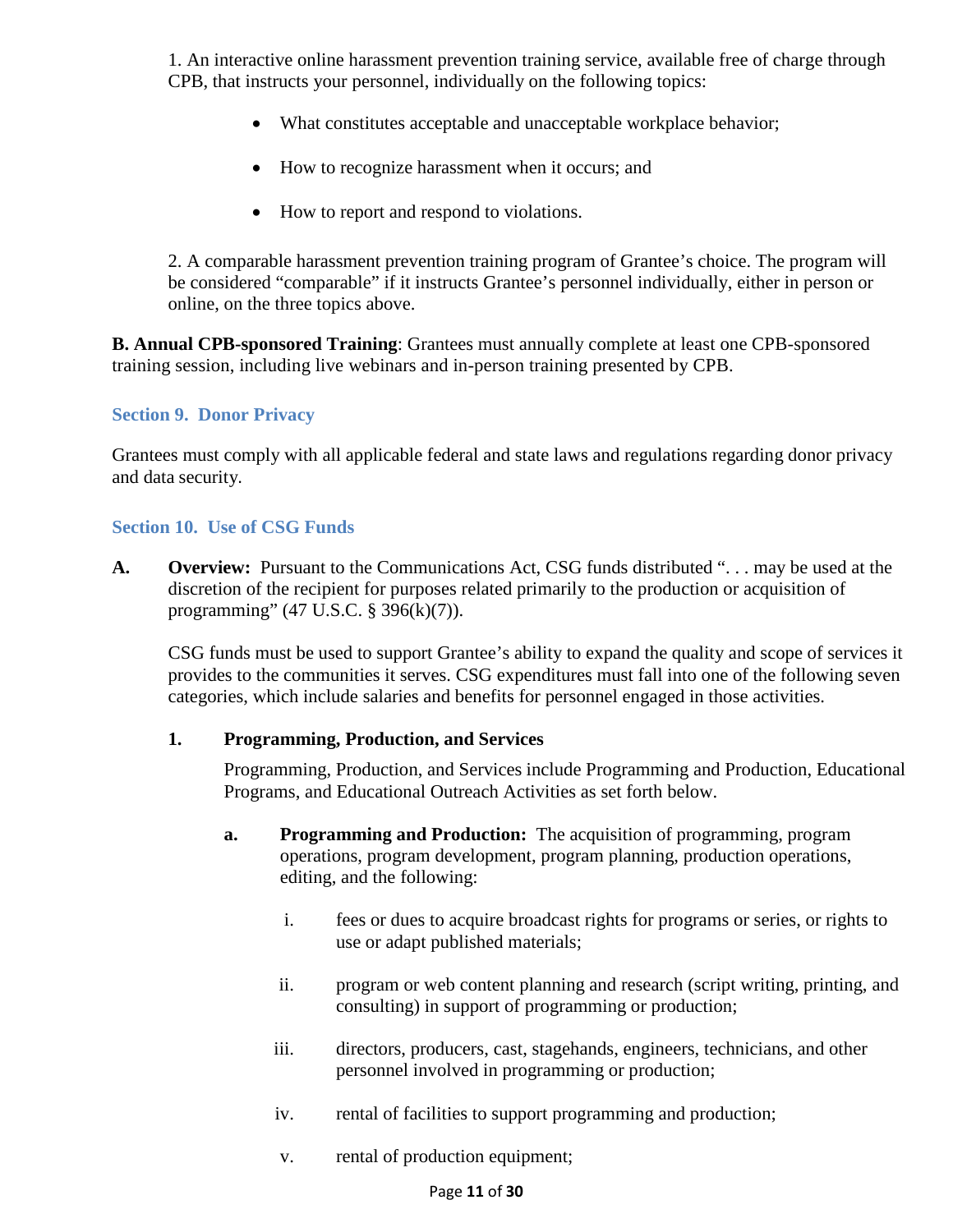1. An interactive online harassment prevention training service, available free of charge through CPB, that instructs your personnel, individually on the following topics:

- What constitutes acceptable and unacceptable workplace behavior;
- How to recognize harassment when it occurs; and
- How to report and respond to violations.

2. A comparable harassment prevention training program of Grantee's choice. The program will be considered "comparable" if it instructs Grantee's personnel individually, either in person or online, on the three topics above.

**B. Annual CPB-sponsored Training**: Grantees must annually complete at least one CPB-sponsored training session, including live webinars and in-person training presented by CPB.

### Section 9. Donor Privacy

Grantees must comply with all applicable federal and state laws and regulations regarding donor privacy and data security.

### Section 10. Use of CSG Funds

**A. Overview:** Pursuant to the Communications Act, CSG funds distributed ". . . may be used at the discretion of the recipient for purposes related primarily to the production or acquisition of programming" (47 U.S.C. § 396(k)(7)).

CSG funds must be used to support Grantee's ability to expand the quality and scope of services it provides to the communities it serves. CSG expenditures must fall into one of the following seven categories, which include salaries and benefits for personnel engaged in those activities.

**1. Programming, Production, and Services**

Programming, Production, and Services include Programming and Production, Educational Programs, and Educational Outreach Activities as set forth below.

**a. Programming and Production:** The acquisition of programming, program operations, program development, program planning, production operations, editing, and the following:

i. fees or dues to acquire broadcast rights for programs or series, or rights to use or adapt published materials;

ii. program or web content planning and research (script writing, printing, and consulting) in support of programming or production;

iii. directors, producers, cast, stagehands, engineers, technicians, and other personnel involved in programming or production;

iv. rental of facilities to support programming and production;

v. rental of production equipment;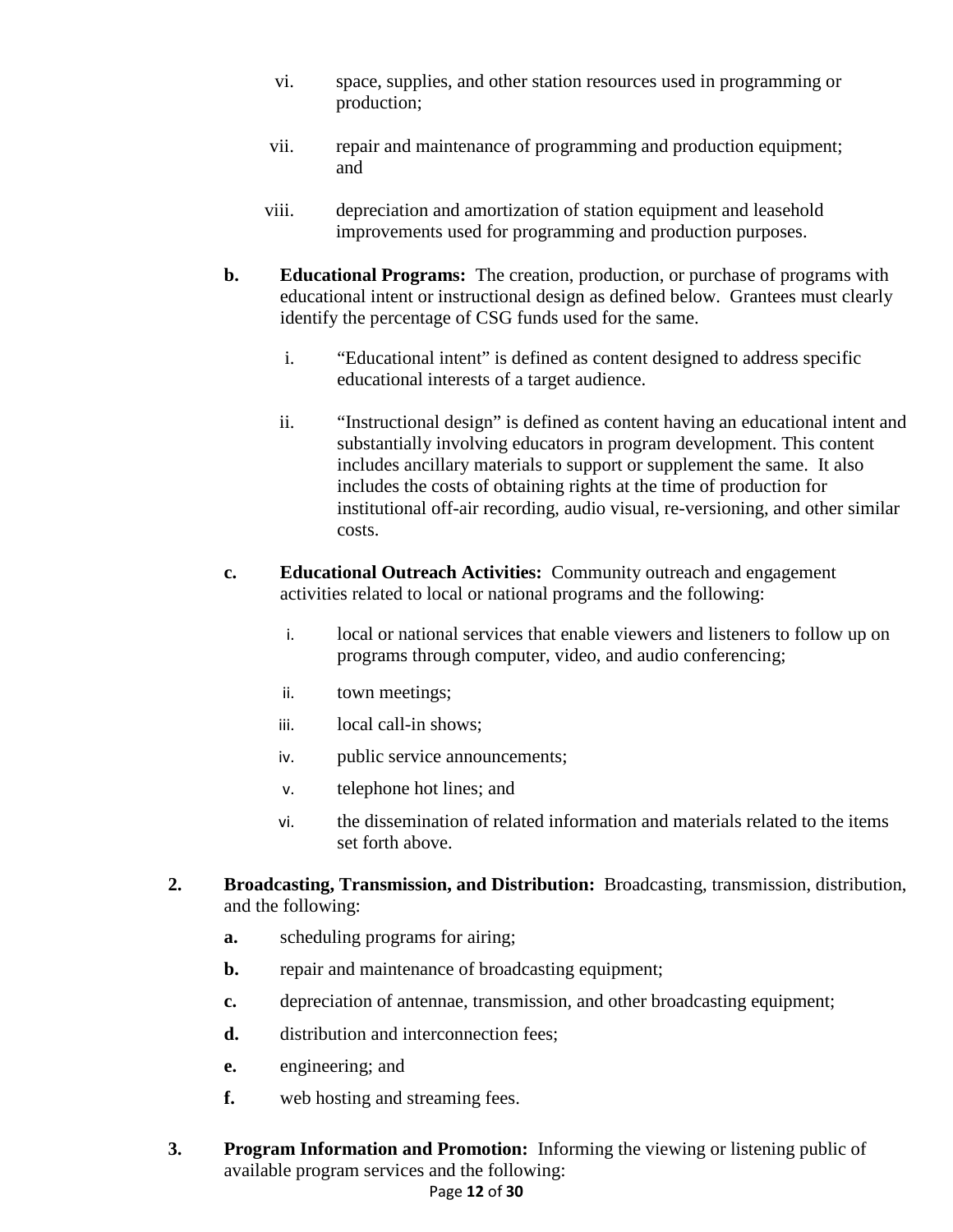vi. space, supplies, and other station resources used in programming or production;

vii. repair and maintenance of programming and production equipment; and

viii. depreciation and amortization of station equipment and leasehold improvements used for programming and production purposes.

**b. Educational Programs:** The creation, production, or purchase of programs with educational intent or instructional design as defined below. Grantees must clearly identify the percentage of CSG funds used for the same.

i. "Educational intent" is defined as content designed to address specific educational interests of a target audience.

ii. "Instructional design" is defined as content having an educational intent and substantially involving educators in program development. This content includes ancillary materials to support or supplement the same. It also includes the costs of obtaining rights at the time of production for institutional off-air recording, audio visual, re-versioning, and other similar costs.

**c. Educational Outreach Activities:** Community outreach and engagement activities related to local or national programs and the following:

i. local or national services that enable viewers and listeners to follow up on programs through computer, video, and audio conferencing;

ii. town meetings;

iii. local call-in shows;

iv. public service announcements;

v. telephone hot lines; and

vi. the dissemination of related information and materials related to the items set forth above.

**2. Broadcasting, Transmission, and Distribution:** Broadcasting, transmission, distribution, and the following:

**a.** scheduling programs for airing;

**b.** repair and maintenance of broadcasting equipment;

**c.** depreciation of antennae, transmission, and other broadcasting equipment;

**d.** distribution and interconnection fees;

**e.** engineering; and

**f.** web hosting and streaming fees.

**3. Program Information and Promotion:** Informing the viewing or listening public of available program services and the following: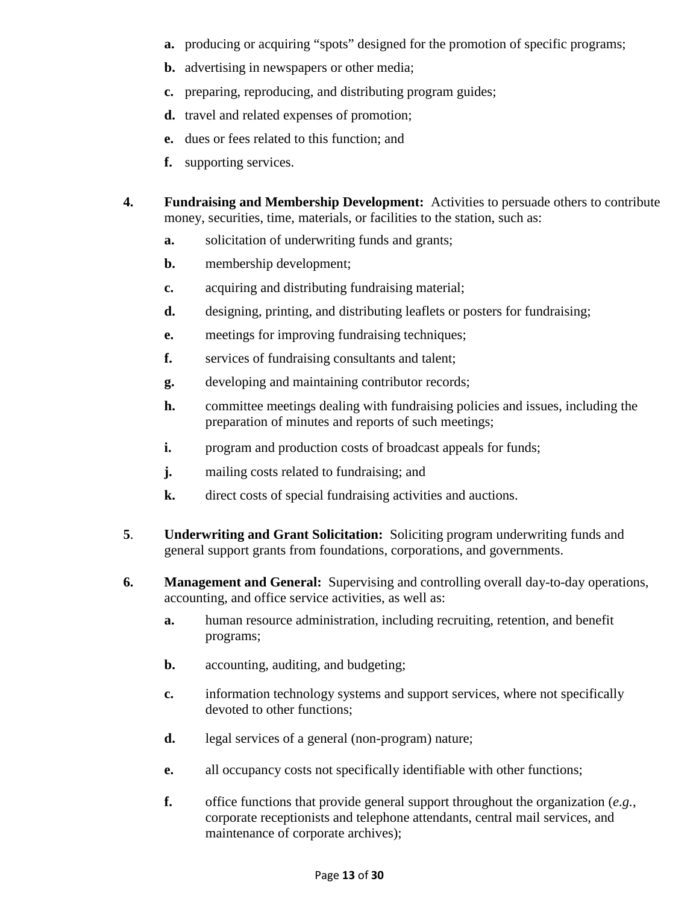- **a.** producing or acquiring "spots" designed for the promotion of specific programs;
- **b.** advertising in newspapers or other media;
- **c.** preparing, reproducing, and distributing program guides;
- **d.** travel and related expenses of promotion;
- **e.** dues or fees related to this function; and
- **f.** supporting services.

**4. Fundraising and Membership Development:** Activities to persuade others to contribute money, securities, time, materials, or facilities to the station, such as:

- **a.** solicitation of underwriting funds and grants;
- **b.** membership development;
- **c.** acquiring and distributing fundraising material;
- **d.** designing, printing, and distributing leaflets or posters for fundraising;
- **e.** meetings for improving fundraising techniques;
- **f.** services of fundraising consultants and talent;
- **g.** developing and maintaining contributor records;
- **h.** committee meetings dealing with fundraising policies and issues, including the preparation of minutes and reports of such meetings;
- **i.** program and production costs of broadcast appeals for funds;
- **j.** mailing costs related to fundraising; and
- **k.** direct costs of special fundraising activities and auctions.

**5. Underwriting and Grant Solicitation:** Soliciting program underwriting funds and general support grants from foundations, corporations, and governments.

**6. Management and General:** Supervising and controlling overall day-to-day operations, accounting, and office service activities, as well as:

- **a.** human resource administration, including recruiting, retention, and benefit programs;
- **b.** accounting, auditing, and budgeting;
- **c.** information technology systems and support services, where not specifically devoted to other functions;
- **d.** legal services of a general (non-program) nature;
- **e.** all occupancy costs not specifically identifiable with other functions;
- **f.** office functions that provide general support throughout the organization (*e.g.*, corporate receptionists and telephone attendants, central mail services, and maintenance of corporate archives);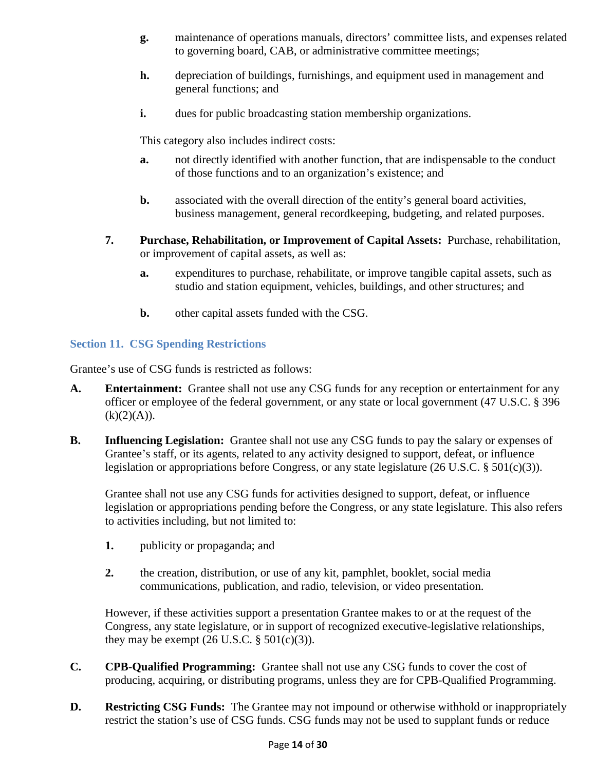**g.** maintenance of operations manuals, directors' committee lists, and expenses related to governing board, CAB, or administrative committee meetings;

**h.** depreciation of buildings, furnishings, and equipment used in management and general functions; and

**i.** dues for public broadcasting station membership organizations.

This category also includes indirect costs:

**a.** not directly identified with another function, that are indispensable to the conduct of those functions and to an organization's existence; and

**b.** associated with the overall direction of the entity's general board activities, business management, general recordkeeping, budgeting, and related purposes.

**7. Purchase, Rehabilitation, or Improvement of Capital Assets:** Purchase, rehabilitation, or improvement of capital assets, as well as:

**a.** expenditures to purchase, rehabilitate, or improve tangible capital assets, such as studio and station equipment, vehicles, buildings, and other structures; and

**b.** other capital assets funded with the CSG.

## Section 11. CSG Spending Restrictions

Grantee's use of CSG funds is restricted as follows:

**A. Entertainment:** Grantee shall not use any CSG funds for any reception or entertainment for any officer or employee of the federal government, or any state or local government (47 U.S.C. § 396 (k)(2)(A)).

**B. Influencing Legislation:** Grantee shall not use any CSG funds to pay the salary or expenses of Grantee's staff, or its agents, related to any activity designed to support, defeat, or influence legislation or appropriations before Congress, or any state legislature (26 U.S.C. § 501(c)(3)).

Grantee shall not use any CSG funds for activities designed to support, defeat, or influence legislation or appropriations pending before the Congress, or any state legislature. This also refers to activities including, but not limited to:

**1.** publicity or propaganda; and

**2.** the creation, distribution, or use of any kit, pamphlet, booklet, social media communications, publication, and radio, television, or video presentation.

However, if these activities support a presentation Grantee makes to or at the request of the Congress, any state legislature, or in support of recognized executive-legislative relationships, they may be exempt (26 U.S.C. § 501(c)(3)).

**C. CPB-Qualified Programming:** Grantee shall not use any CSG funds to cover the cost of producing, acquiring, or distributing programs, unless they are for CPB-Qualified Programming.

**D. Restricting CSG Funds:** The Grantee may not impound or otherwise withhold or inappropriately restrict the station's use of CSG funds. CSG funds may not be used to supplant funds or reduce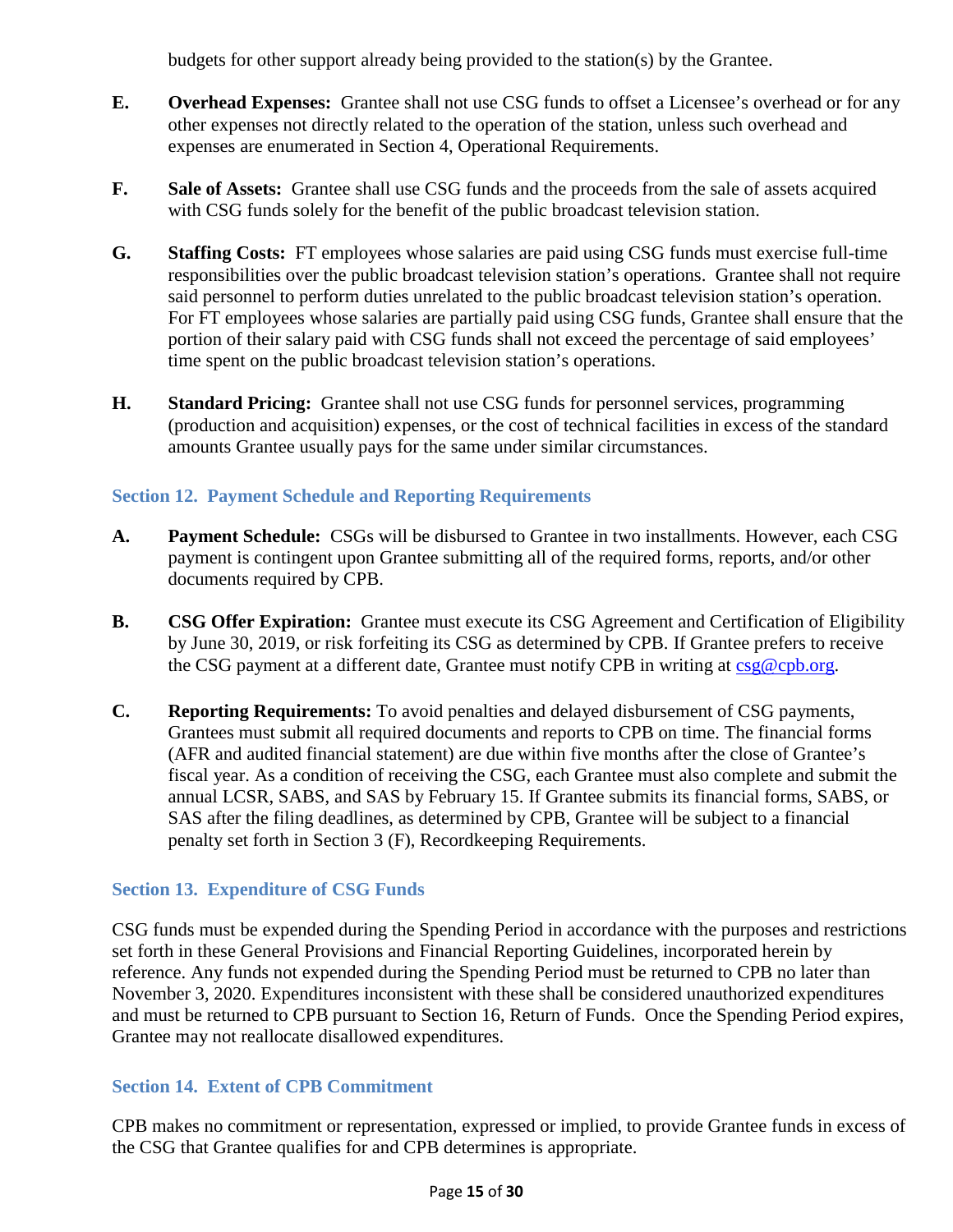budgets for other support already being provided to the station(s) by the Grantee.

**E.** **Overhead Expenses:** Grantee shall not use CSG funds to offset a Licensee's overhead or for any other expenses not directly related to the operation of the station, unless such overhead and expenses are enumerated in Section 4, Operational Requirements.

**F.** **Sale of Assets:** Grantee shall use CSG funds and the proceeds from the sale of assets acquired with CSG funds solely for the benefit of the public broadcast television station.

**G.** **Staffing Costs:** FT employees whose salaries are paid using CSG funds must exercise full-time responsibilities over the public broadcast television station's operations. Grantee shall not require said personnel to perform duties unrelated to the public broadcast television station's operation. For FT employees whose salaries are partially paid using CSG funds, Grantee shall ensure that the portion of their salary paid with CSG funds shall not exceed the percentage of said employees' time spent on the public broadcast television station's operations.

**H.** **Standard Pricing:** Grantee shall not use CSG funds for personnel services, programming (production and acquisition) expenses, or the cost of technical facilities in excess of the standard amounts Grantee usually pays for the same under similar circumstances.

### Section 12. Payment Schedule and Reporting Requirements

**A.** **Payment Schedule:** CSGs will be disbursed to Grantee in two installments. However, each CSG payment is contingent upon Grantee submitting all of the required forms, reports, and/or other documents required by CPB.

**B.** **CSG Offer Expiration:** Grantee must execute its CSG Agreement and Certification of Eligibility by June 30, 2019, or risk forfeiting its CSG as determined by CPB. If Grantee prefers to receive the CSG payment at a different date, Grantee must notify CPB in writing at csg@cpb.org.

**C.** **Reporting Requirements:** To avoid penalties and delayed disbursement of CSG payments, Grantees must submit all required documents and reports to CPB on time. The financial forms (AFR and audited financial statement) are due within five months after the close of Grantee's fiscal year. As a condition of receiving the CSG, each Grantee must also complete and submit the annual LCSR, SABS, and SAS by February 15. If Grantee submits its financial forms, SABS, or SAS after the filing deadlines, as determined by CPB, Grantee will be subject to a financial penalty set forth in Section 3 (F), Recordkeeping Requirements.

### Section 13. Expenditure of CSG Funds

CSG funds must be expended during the Spending Period in accordance with the purposes and restrictions set forth in these General Provisions and Financial Reporting Guidelines, incorporated herein by reference. Any funds not expended during the Spending Period must be returned to CPB no later than November 3, 2020. Expenditures inconsistent with these shall be considered unauthorized expenditures and must be returned to CPB pursuant to Section 16, Return of Funds. Once the Spending Period expires, Grantee may not reallocate disallowed expenditures.

### Section 14. Extent of CPB Commitment

CPB makes no commitment or representation, expressed or implied, to provide Grantee funds in excess of the CSG that Grantee qualifies for and CPB determines is appropriate.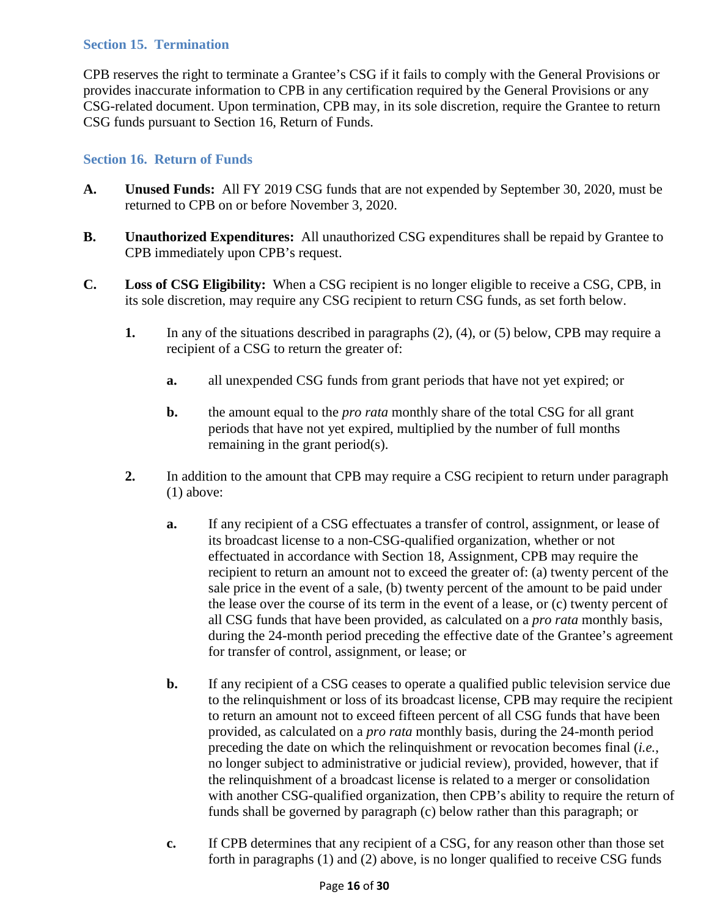### Section 15. Termination

CPB reserves the right to terminate a Grantee's CSG if it fails to comply with the General Provisions or provides inaccurate information to CPB in any certification required by the General Provisions or any CSG-related document. Upon termination, CPB may, in its sole discretion, require the Grantee to return CSG funds pursuant to Section 16, Return of Funds.

### Section 16. Return of Funds

**A. Unused Funds:** All FY 2019 CSG funds that are not expended by September 30, 2020, must be returned to CPB on or before November 3, 2020.

**B. Unauthorized Expenditures:** All unauthorized CSG expenditures shall be repaid by Grantee to CPB immediately upon CPB's request.

**C. Loss of CSG Eligibility:** When a CSG recipient is no longer eligible to receive a CSG, CPB, in its sole discretion, may require any CSG recipient to return CSG funds, as set forth below.

1. In any of the situations described in paragraphs (2), (4), or (5) below, CPB may require a recipient of a CSG to return the greater of:

   a. all unexpended CSG funds from grant periods that have not yet expired; or

   b. the amount equal to the *pro rata* monthly share of the total CSG for all grant periods that have not yet expired, multiplied by the number of full months remaining in the grant period(s).

2. In addition to the amount that CPB may require a CSG recipient to return under paragraph (1) above:

   a. If any recipient of a CSG effectuates a transfer of control, assignment, or lease of its broadcast license to a non-CSG-qualified organization, whether or not effectuated in accordance with Section 18, Assignment, CPB may require the recipient to return an amount not to exceed the greater of: (a) twenty percent of the sale price in the event of a sale, (b) twenty percent of the amount to be paid under the lease over the course of its term in the event of a lease, or (c) twenty percent of all CSG funds that have been provided, as calculated on a *pro rata* monthly basis, during the 24-month period preceding the effective date of the Grantee's agreement for transfer of control, assignment, or lease; or

   b. If any recipient of a CSG ceases to operate a qualified public television service due to the relinquishment or loss of its broadcast license, CPB may require the recipient to return an amount not to exceed fifteen percent of all CSG funds that have been provided, as calculated on a *pro rata* monthly basis, during the 24-month period preceding the date on which the relinquishment or revocation becomes final (*i.e.*, no longer subject to administrative or judicial review), provided, however, that if the relinquishment of a broadcast license is related to a merger or consolidation with another CSG-qualified organization, then CPB's ability to require the return of funds shall be governed by paragraph (c) below rather than this paragraph; or

   c. If CPB determines that any recipient of a CSG, for any reason other than those set forth in paragraphs (1) and (2) above, is no longer qualified to receive CSG funds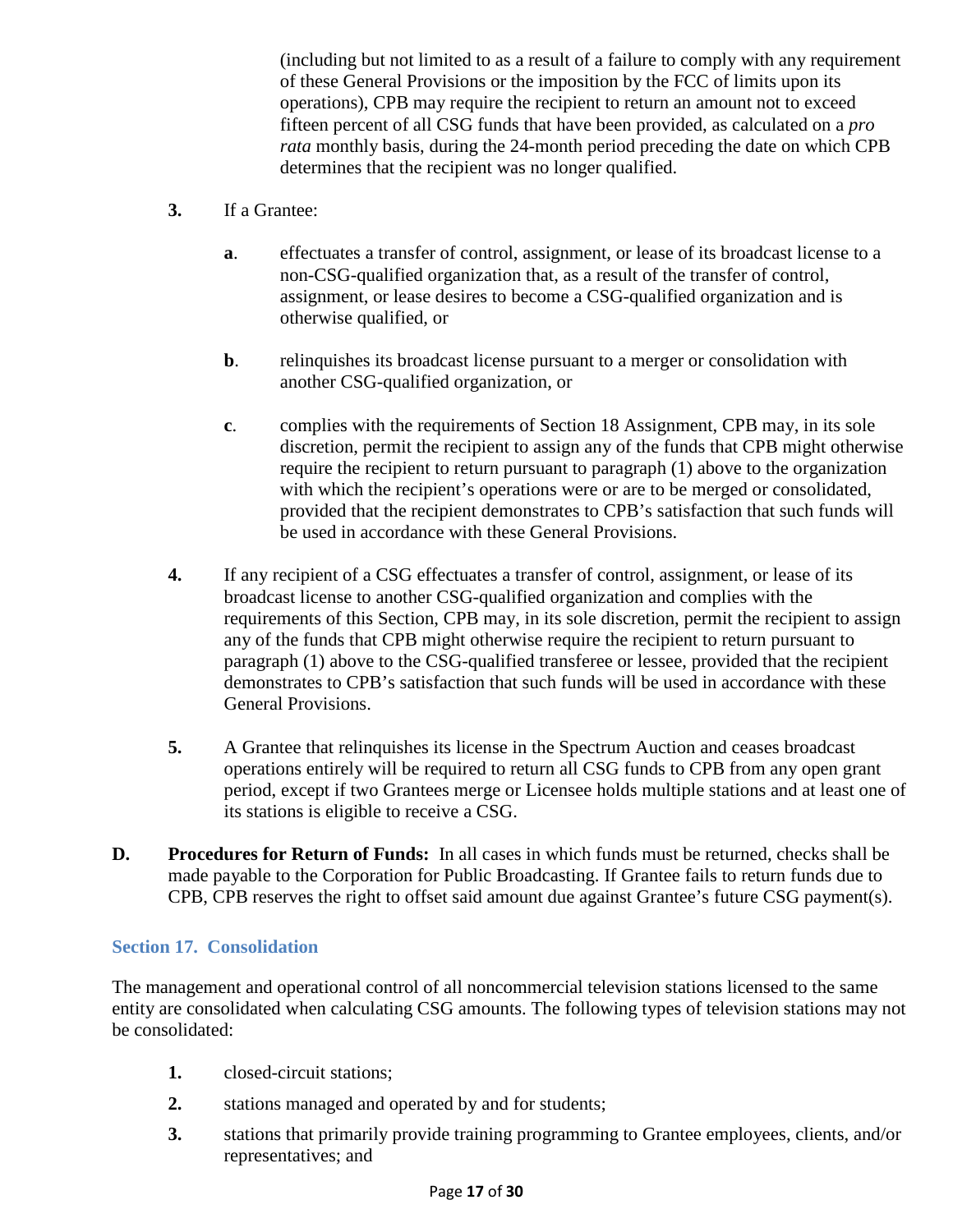(including but not limited to as a result of a failure to comply with any requirement of these General Provisions or the imposition by the FCC of limits upon its operations), CPB may require the recipient to return an amount not to exceed fifteen percent of all CSG funds that have been provided, as calculated on a *pro rata* monthly basis, during the 24-month period preceding the date on which CPB determines that the recipient was no longer qualified.

**3.** If a Grantee:

**a**. effectuates a transfer of control, assignment, or lease of its broadcast license to a non-CSG-qualified organization that, as a result of the transfer of control, assignment, or lease desires to become a CSG-qualified organization and is otherwise qualified, or

**b**. relinquishes its broadcast license pursuant to a merger or consolidation with another CSG-qualified organization, or

**c**. complies with the requirements of Section 18 Assignment, CPB may, in its sole discretion, permit the recipient to assign any of the funds that CPB might otherwise require the recipient to return pursuant to paragraph (1) above to the organization with which the recipient's operations were or are to be merged or consolidated, provided that the recipient demonstrates to CPB's satisfaction that such funds will be used in accordance with these General Provisions.

**4.** If any recipient of a CSG effectuates a transfer of control, assignment, or lease of its broadcast license to another CSG-qualified organization and complies with the requirements of this Section, CPB may, in its sole discretion, permit the recipient to assign any of the funds that CPB might otherwise require the recipient to return pursuant to paragraph (1) above to the CSG-qualified transferee or lessee, provided that the recipient demonstrates to CPB's satisfaction that such funds will be used in accordance with these General Provisions.

**5.** A Grantee that relinquishes its license in the Spectrum Auction and ceases broadcast operations entirely will be required to return all CSG funds to CPB from any open grant period, except if two Grantees merge or Licensee holds multiple stations and at least one of its stations is eligible to receive a CSG.

**D. Procedures for Return of Funds:** In all cases in which funds must be returned, checks shall be made payable to the Corporation for Public Broadcasting. If Grantee fails to return funds due to CPB, CPB reserves the right to offset said amount due against Grantee's future CSG payment(s).

## Section 17. Consolidation

The management and operational control of all noncommercial television stations licensed to the same entity are consolidated when calculating CSG amounts. The following types of television stations may not be consolidated:

1. closed-circuit stations;
2. stations managed and operated by and for students;
3. stations that primarily provide training programming to Grantee employees, clients, and/or representatives; and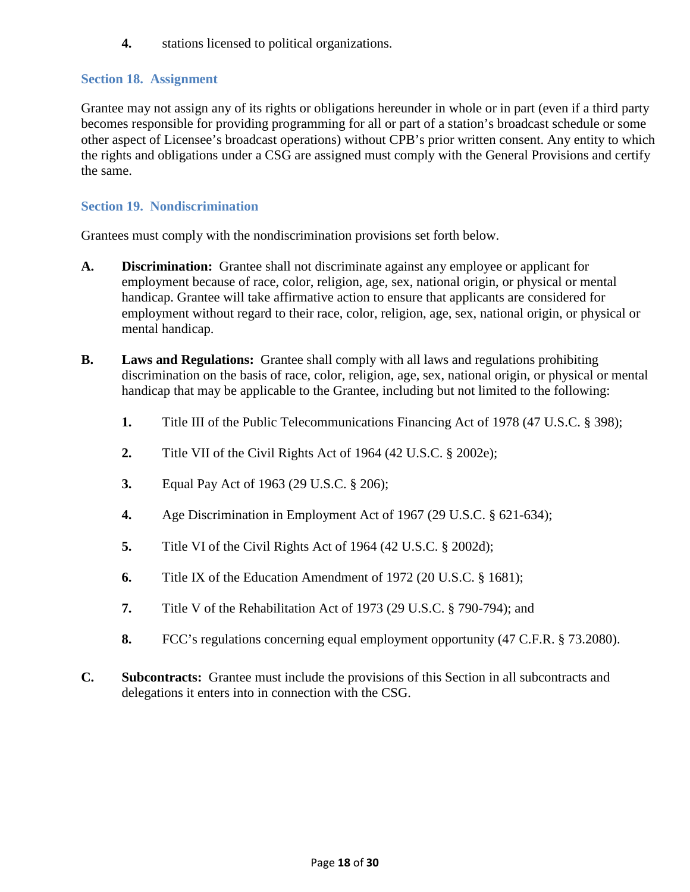4. stations licensed to political organizations.

### Section 18. Assignment

Grantee may not assign any of its rights or obligations hereunder in whole or in part (even if a third party becomes responsible for providing programming for all or part of a station's broadcast schedule or some other aspect of Licensee's broadcast operations) without CPB's prior written consent. Any entity to which the rights and obligations under a CSG are assigned must comply with the General Provisions and certify the same.

### Section 19. Nondiscrimination

Grantees must comply with the nondiscrimination provisions set forth below.

**A.** **Discrimination:** Grantee shall not discriminate against any employee or applicant for employment because of race, color, religion, age, sex, national origin, or physical or mental handicap. Grantee will take affirmative action to ensure that applicants are considered for employment without regard to their race, color, religion, age, sex, national origin, or physical or mental handicap.

**B.** **Laws and Regulations:** Grantee shall comply with all laws and regulations prohibiting discrimination on the basis of race, color, religion, age, sex, national origin, or physical or mental handicap that may be applicable to the Grantee, including but not limited to the following:

1. Title III of the Public Telecommunications Financing Act of 1978 (47 U.S.C. § 398);
2. Title VII of the Civil Rights Act of 1964 (42 U.S.C. § 2002e);
3. Equal Pay Act of 1963 (29 U.S.C. § 206);
4. Age Discrimination in Employment Act of 1967 (29 U.S.C. § 621-634);
5. Title VI of the Civil Rights Act of 1964 (42 U.S.C. § 2002d);
6. Title IX of the Education Amendment of 1972 (20 U.S.C. § 1681);
7. Title V of the Rehabilitation Act of 1973 (29 U.S.C. § 790-794); and
8. FCC's regulations concerning equal employment opportunity (47 C.F.R. § 73.2080).

**C.** **Subcontracts:** Grantee must include the provisions of this Section in all subcontracts and delegations it enters into in connection with the CSG.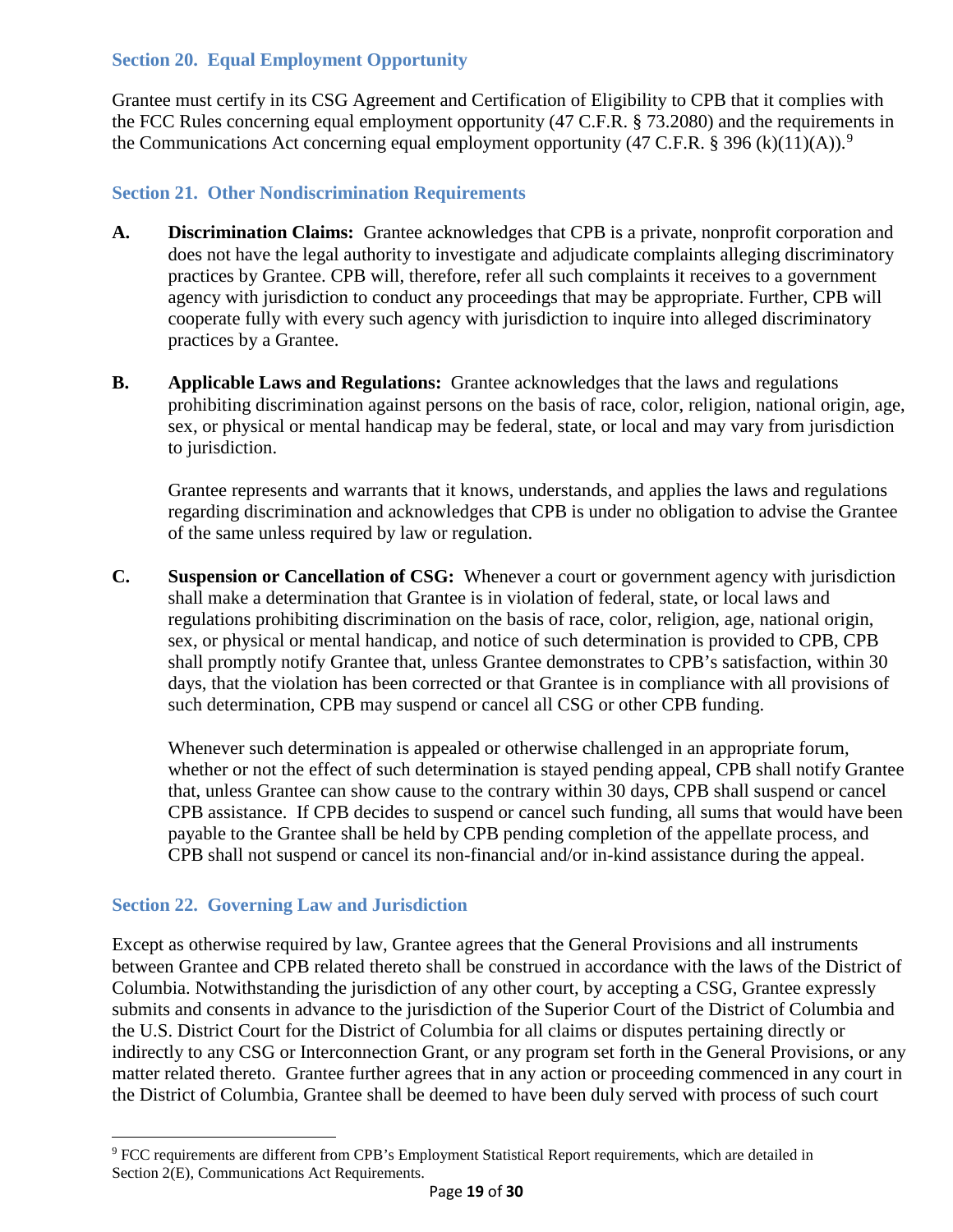### Section 20. Equal Employment Opportunity

Grantee must certify in its CSG Agreement and Certification of Eligibility to CPB that it complies with the FCC Rules concerning equal employment opportunity (47 C.F.R. § 73.2080) and the requirements in the Communications Act concerning equal employment opportunity (47 C.F.R. § 396 (k)(11)(A)).[9]

### Section 21. Other Nondiscrimination Requirements

**A. Discrimination Claims:** Grantee acknowledges that CPB is a private, nonprofit corporation and does not have the legal authority to investigate and adjudicate complaints alleging discriminatory practices by Grantee. CPB will, therefore, refer all such complaints it receives to a government agency with jurisdiction to conduct any proceedings that may be appropriate. Further, CPB will cooperate fully with every such agency with jurisdiction to inquire into alleged discriminatory practices by a Grantee.

**B. Applicable Laws and Regulations:** Grantee acknowledges that the laws and regulations prohibiting discrimination against persons on the basis of race, color, religion, national origin, age, sex, or physical or mental handicap may be federal, state, or local and may vary from jurisdiction to jurisdiction.

Grantee represents and warrants that it knows, understands, and applies the laws and regulations regarding discrimination and acknowledges that CPB is under no obligation to advise the Grantee of the same unless required by law or regulation.

**C. Suspension or Cancellation of CSG:** Whenever a court or government agency with jurisdiction shall make a determination that Grantee is in violation of federal, state, or local laws and regulations prohibiting discrimination on the basis of race, color, religion, age, national origin, sex, or physical or mental handicap, and notice of such determination is provided to CPB, CPB shall promptly notify Grantee that, unless Grantee demonstrates to CPB's satisfaction, within 30 days, that the violation has been corrected or that Grantee is in compliance with all provisions of such determination, CPB may suspend or cancel all CSG or other CPB funding.

Whenever such determination is appealed or otherwise challenged in an appropriate forum, whether or not the effect of such determination is stayed pending appeal, CPB shall notify Grantee that, unless Grantee can show cause to the contrary within 30 days, CPB shall suspend or cancel CPB assistance. If CPB decides to suspend or cancel such funding, all sums that would have been payable to the Grantee shall be held by CPB pending completion of the appellate process, and CPB shall not suspend or cancel its non-financial and/or in-kind assistance during the appeal.

### Section 22. Governing Law and Jurisdiction

Except as otherwise required by law, Grantee agrees that the General Provisions and all instruments between Grantee and CPB related thereto shall be construed in accordance with the laws of the District of Columbia. Notwithstanding the jurisdiction of any other court, by accepting a CSG, Grantee expressly submits and consents in advance to the jurisdiction of the Superior Court of the District of Columbia and the U.S. District Court for the District of Columbia for all claims or disputes pertaining directly or indirectly to any CSG or Interconnection Grant, or any program set forth in the General Provisions, or any matter related thereto. Grantee further agrees that in any action or proceeding commenced in any court in the District of Columbia, Grantee shall be deemed to have been duly served with process of such court

---

[9] FCC requirements are different from CPB's Employment Statistical Report requirements, which are detailed in Section 2(E), Communications Act Requirements.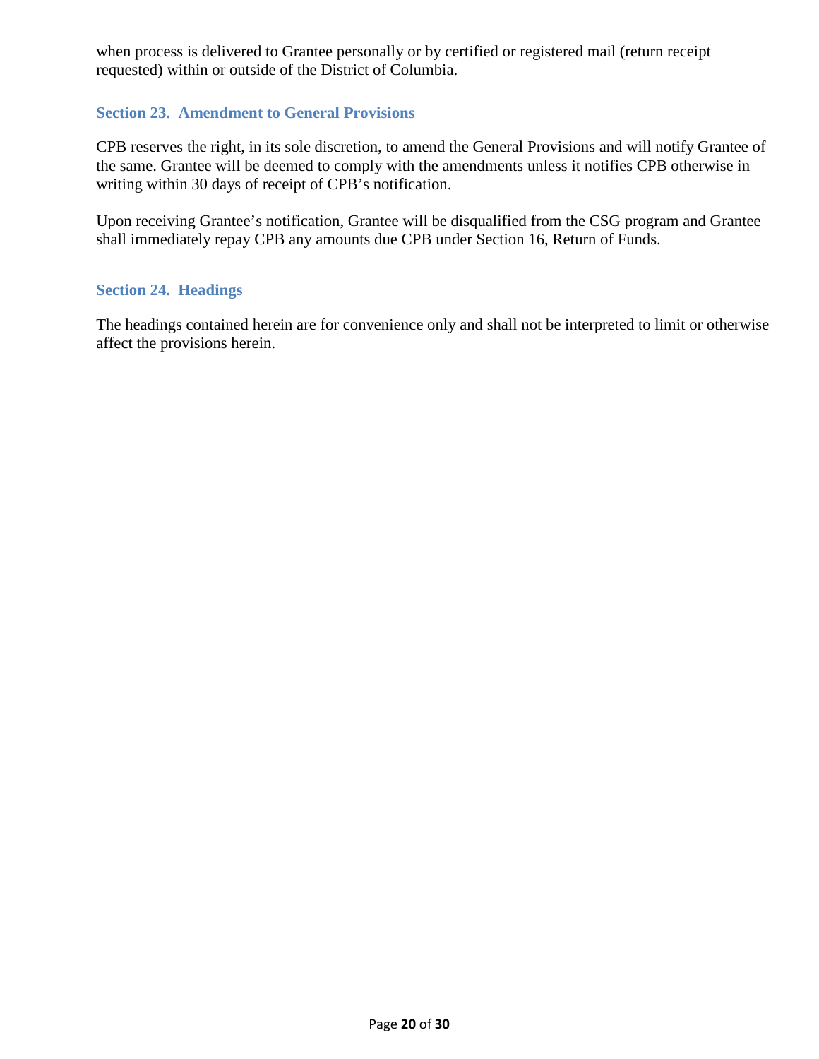when process is delivered to Grantee personally or by certified or registered mail (return receipt requested) within or outside of the District of Columbia.

### Section 23. Amendment to General Provisions

CPB reserves the right, in its sole discretion, to amend the General Provisions and will notify Grantee of the same. Grantee will be deemed to comply with the amendments unless it notifies CPB otherwise in writing within 30 days of receipt of CPB's notification.

Upon receiving Grantee's notification, Grantee will be disqualified from the CSG program and Grantee shall immediately repay CPB any amounts due CPB under Section 16, Return of Funds.

### Section 24. Headings

The headings contained herein are for convenience only and shall not be interpreted to limit or otherwise affect the provisions herein.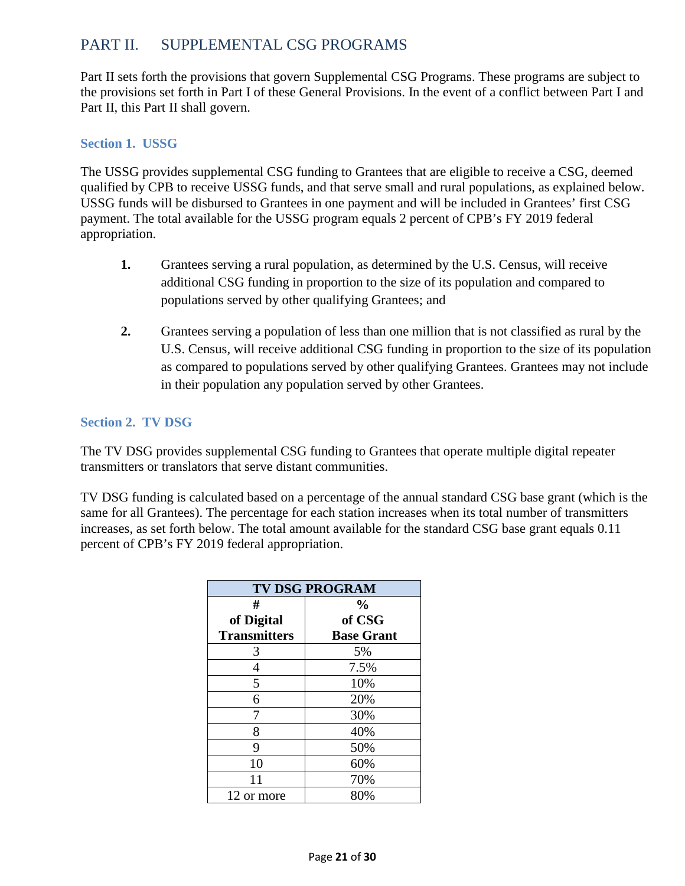## PART II. SUPPLEMENTAL CSG PROGRAMS

Part II sets forth the provisions that govern Supplemental CSG Programs. These programs are subject to the provisions set forth in Part I of these General Provisions. In the event of a conflict between Part I and Part II, this Part II shall govern.

### Section 1. USSG

The USSG provides supplemental CSG funding to Grantees that are eligible to receive a CSG, deemed qualified by CPB to receive USSG funds, and that serve small and rural populations, as explained below. USSG funds will be disbursed to Grantees in one payment and will be included in Grantees' first CSG payment. The total available for the USSG program equals 2 percent of CPB's FY 2019 federal appropriation.

1. Grantees serving a rural population, as determined by the U.S. Census, will receive additional CSG funding in proportion to the size of its population and compared to populations served by other qualifying Grantees; and

2. Grantees serving a population of less than one million that is not classified as rural by the U.S. Census, will receive additional CSG funding in proportion to the size of its population as compared to populations served by other qualifying Grantees. Grantees may not include in their population any population served by other Grantees.

### Section 2. TV DSG

The TV DSG provides supplemental CSG funding to Grantees that operate multiple digital repeater transmitters or translators that serve distant communities.

TV DSG funding is calculated based on a percentage of the annual standard CSG base grant (which is the same for all Grantees). The percentage for each station increases when its total number of transmitters increases, as set forth below. The total amount available for the standard CSG base grant equals 0.11 percent of CPB's FY 2019 federal appropriation.

| TV DSG PROGRAM | |
|---|---|
| **# of Digital Transmitters** | **% of CSG Base Grant** |
| 3 | 5% |
| 4 | 7.5% |
| 5 | 10% |
| 6 | 20% |
| 7 | 30% |
| 8 | 40% |
| 9 | 50% |
| 10 | 60% |
| 11 | 70% |
| 12 or more | 80% |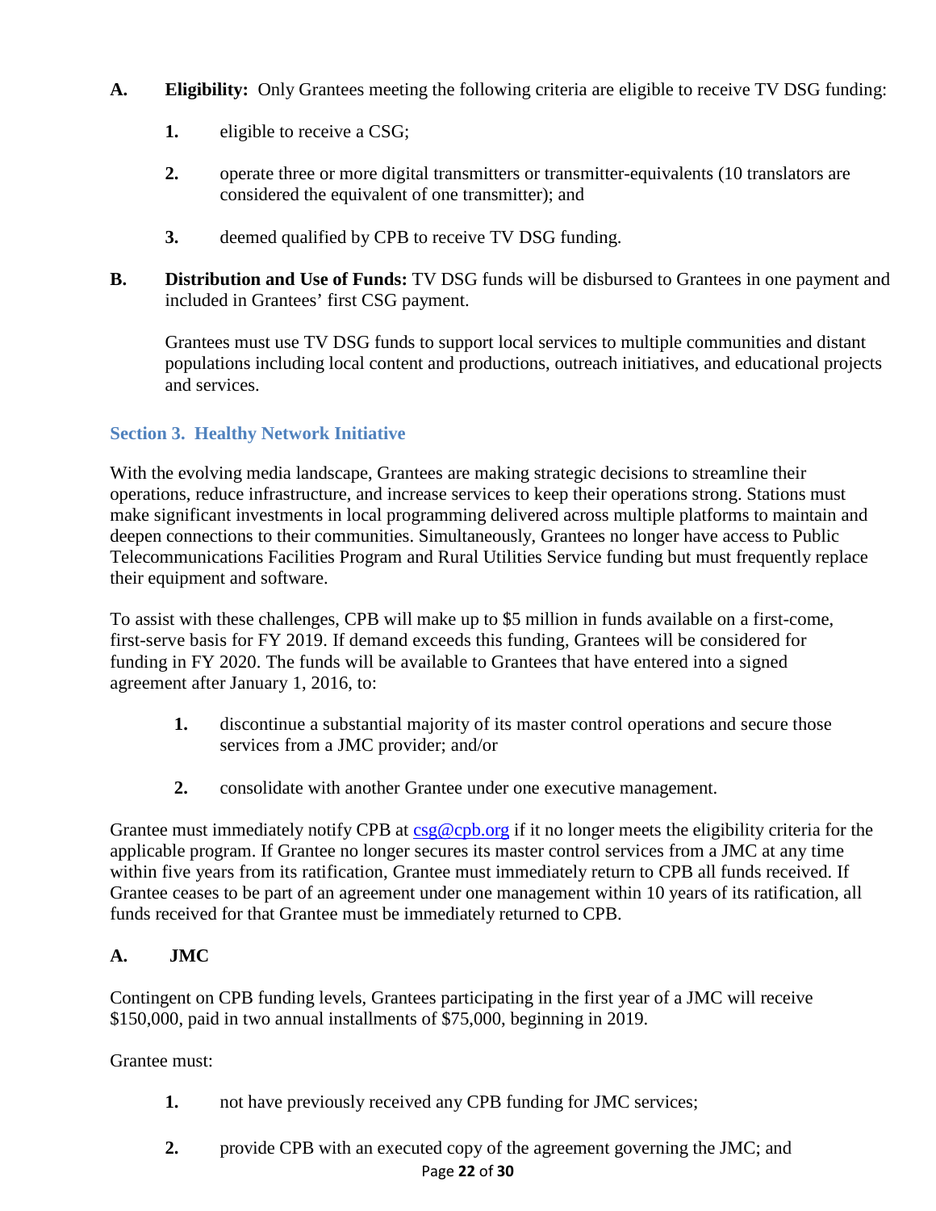**A. Eligibility:** Only Grantees meeting the following criteria are eligible to receive TV DSG funding:

1. eligible to receive a CSG;

2. operate three or more digital transmitters or transmitter-equivalents (10 translators are considered the equivalent of one transmitter); and

3. deemed qualified by CPB to receive TV DSG funding.

**B. Distribution and Use of Funds:** TV DSG funds will be disbursed to Grantees in one payment and included in Grantees' first CSG payment.

Grantees must use TV DSG funds to support local services to multiple communities and distant populations including local content and productions, outreach initiatives, and educational projects and services.

### Section 3. Healthy Network Initiative

With the evolving media landscape, Grantees are making strategic decisions to streamline their operations, reduce infrastructure, and increase services to keep their operations strong. Stations must make significant investments in local programming delivered across multiple platforms to maintain and deepen connections to their communities. Simultaneously, Grantees no longer have access to Public Telecommunications Facilities Program and Rural Utilities Service funding but must frequently replace their equipment and software.

To assist with these challenges, CPB will make up to $5 million in funds available on a first-come, first-serve basis for FY 2019. If demand exceeds this funding, Grantees will be considered for funding in FY 2020. The funds will be available to Grantees that have entered into a signed agreement after January 1, 2016, to:

1. discontinue a substantial majority of its master control operations and secure those services from a JMC provider; and/or

2. consolidate with another Grantee under one executive management.

Grantee must immediately notify CPB at csg@cpb.org if it no longer meets the eligibility criteria for the applicable program. If Grantee no longer secures its master control services from a JMC at any time within five years from its ratification, Grantee must immediately return to CPB all funds received. If Grantee ceases to be part of an agreement under one management within 10 years of its ratification, all funds received for that Grantee must be immediately returned to CPB.

**A. JMC**

Contingent on CPB funding levels, Grantees participating in the first year of a JMC will receive $150,000, paid in two annual installments of $75,000, beginning in 2019.

Grantee must:

1. not have previously received any CPB funding for JMC services;

2. provide CPB with an executed copy of the agreement governing the JMC; and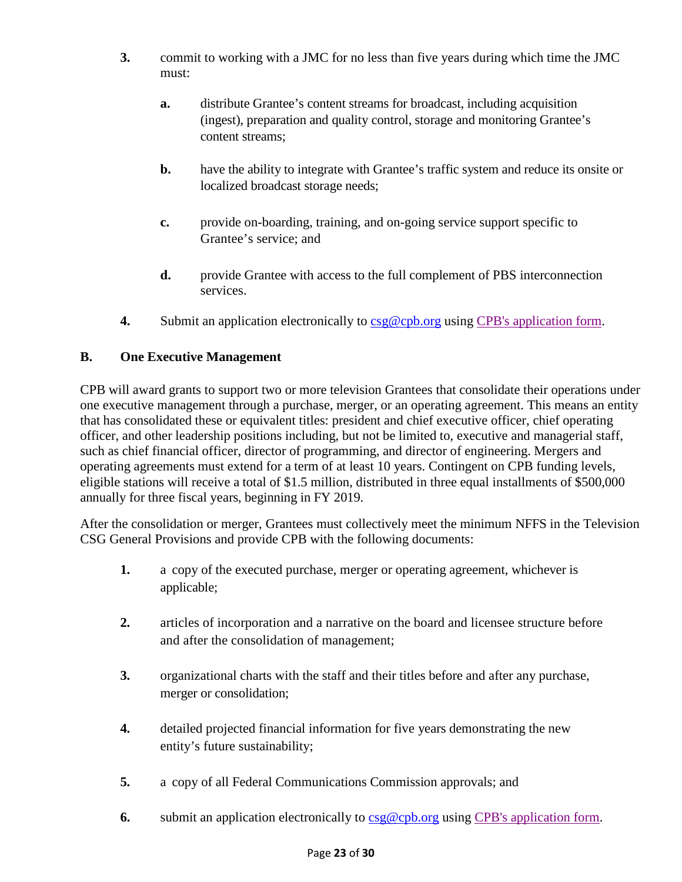3. commit to working with a JMC for no less than five years during which time the JMC must:

    a. distribute Grantee's content streams for broadcast, including acquisition (ingest), preparation and quality control, storage and monitoring Grantee's content streams;

    b. have the ability to integrate with Grantee's traffic system and reduce its onsite or localized broadcast storage needs;

    c. provide on-boarding, training, and on-going service support specific to Grantee's service; and

    d. provide Grantee with access to the full complement of PBS interconnection services.

4. Submit an application electronically to [csg@cpb.org](mailto:csg@cpb.org) using [CPB's application form](CPB's application form).

## B. One Executive Management

CPB will award grants to support two or more television Grantees that consolidate their operations under one executive management through a purchase, merger, or an operating agreement. This means an entity that has consolidated these or equivalent titles: president and chief executive officer, chief operating officer, and other leadership positions including, but not be limited to, executive and managerial staff, such as chief financial officer, director of programming, and director of engineering. Mergers and operating agreements must extend for a term of at least 10 years. Contingent on CPB funding levels, eligible stations will receive a total of $1.5 million, distributed in three equal installments of $500,000 annually for three fiscal years, beginning in FY 2019.

After the consolidation or merger, Grantees must collectively meet the minimum NFFS in the Television CSG General Provisions and provide CPB with the following documents:

1. a copy of the executed purchase, merger or operating agreement, whichever is applicable;

2. articles of incorporation and a narrative on the board and licensee structure before and after the consolidation of management;

3. organizational charts with the staff and their titles before and after any purchase, merger or consolidation;

4. detailed projected financial information for five years demonstrating the new entity's future sustainability;

5. a copy of all Federal Communications Commission approvals; and

6. submit an application electronically to [csg@cpb.org](mailto:csg@cpb.org) using [CPB's application form](CPB's application form).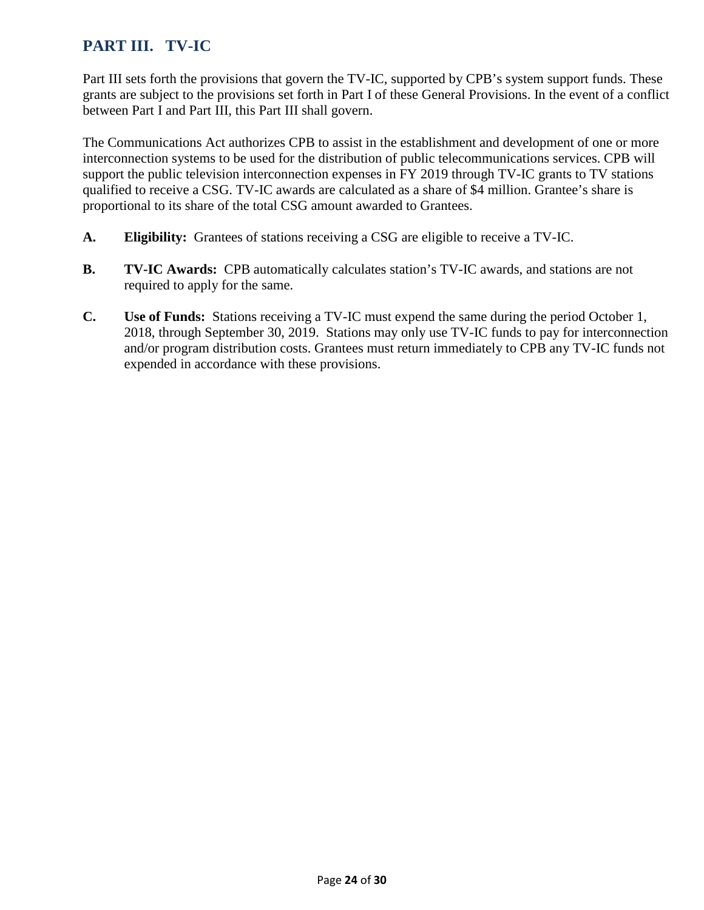## PART III. TV-IC

Part III sets forth the provisions that govern the TV-IC, supported by CPB's system support funds. These grants are subject to the provisions set forth in Part I of these General Provisions. In the event of a conflict between Part I and Part III, this Part III shall govern.

The Communications Act authorizes CPB to assist in the establishment and development of one or more interconnection systems to be used for the distribution of public telecommunications services. CPB will support the public television interconnection expenses in FY 2019 through TV-IC grants to TV stations qualified to receive a CSG. TV-IC awards are calculated as a share of $4 million. Grantee's share is proportional to its share of the total CSG amount awarded to Grantees.

**A. Eligibility:** Grantees of stations receiving a CSG are eligible to receive a TV-IC.

**B. TV-IC Awards:** CPB automatically calculates station's TV-IC awards, and stations are not required to apply for the same.

**C. Use of Funds:** Stations receiving a TV-IC must expend the same during the period October 1, 2018, through September 30, 2019. Stations may only use TV-IC funds to pay for interconnection and/or program distribution costs. Grantees must return immediately to CPB any TV-IC funds not expended in accordance with these provisions.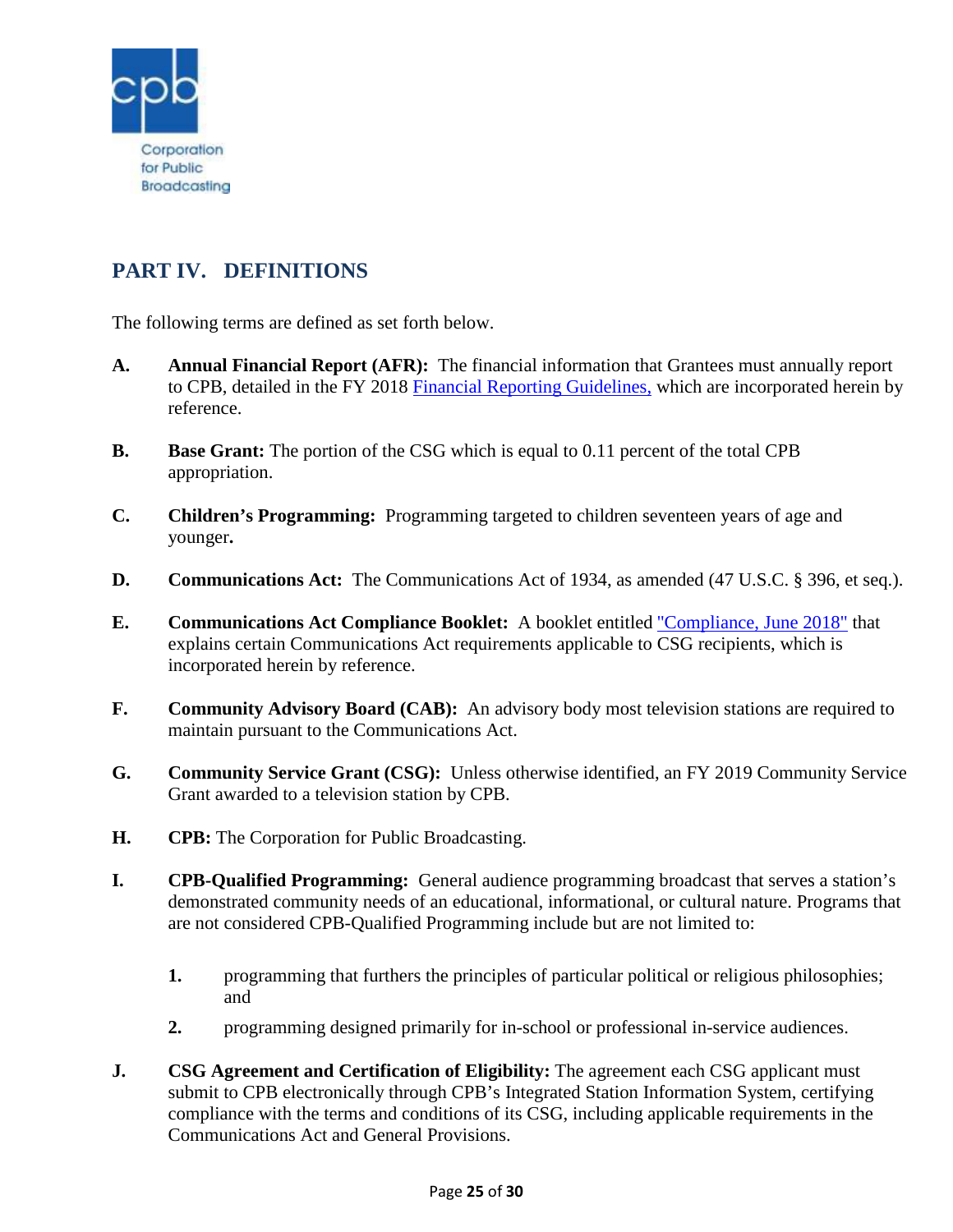## PART IV. DEFINITIONS

The following terms are defined as set forth below.

**A.** **Annual Financial Report (AFR):** The financial information that Grantees must annually report to CPB, detailed in the FY 2018 Financial Reporting Guidelines, which are incorporated herein by reference.

**B.** **Base Grant:** The portion of the CSG which is equal to 0.11 percent of the total CPB appropriation.

**C.** **Children's Programming:** Programming targeted to children seventeen years of age and younger.

**D.** **Communications Act:** The Communications Act of 1934, as amended (47 U.S.C. § 396, et seq.).

**E.** **Communications Act Compliance Booklet:** A booklet entitled "Compliance, June 2018" that explains certain Communications Act requirements applicable to CSG recipients, which is incorporated herein by reference.

**F.** **Community Advisory Board (CAB):** An advisory body most television stations are required to maintain pursuant to the Communications Act.

**G.** **Community Service Grant (CSG):** Unless otherwise identified, an FY 2019 Community Service Grant awarded to a television station by CPB.

**H.** **CPB:** The Corporation for Public Broadcasting.

**I.** **CPB-Qualified Programming:** General audience programming broadcast that serves a station's demonstrated community needs of an educational, informational, or cultural nature. Programs that are not considered CPB-Qualified Programming include but are not limited to:

1. programming that furthers the principles of particular political or religious philosophies; and
2. programming designed primarily for in-school or professional in-service audiences.

**J.** **CSG Agreement and Certification of Eligibility:** The agreement each CSG applicant must submit to CPB electronically through CPB's Integrated Station Information System, certifying compliance with the terms and conditions of its CSG, including applicable requirements in the Communications Act and General Provisions.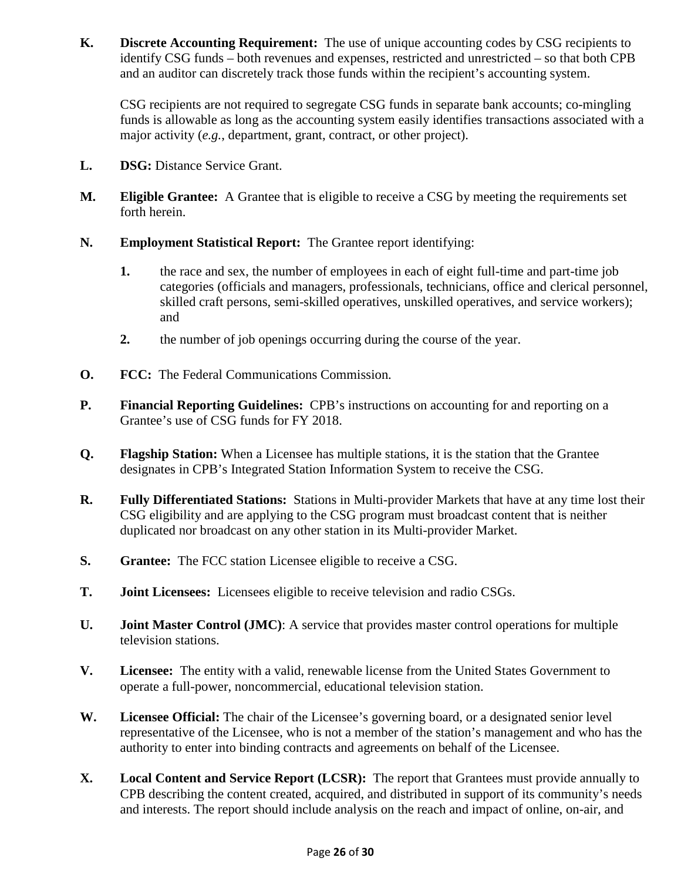**K.** **Discrete Accounting Requirement:** The use of unique accounting codes by CSG recipients to identify CSG funds – both revenues and expenses, restricted and unrestricted – so that both CPB and an auditor can discretely track those funds within the recipient's accounting system.

CSG recipients are not required to segregate CSG funds in separate bank accounts; co-mingling funds is allowable as long as the accounting system easily identifies transactions associated with a major activity (*e.g.*, department, grant, contract, or other project).

**L.** **DSG:** Distance Service Grant.

**M.** **Eligible Grantee:** A Grantee that is eligible to receive a CSG by meeting the requirements set forth herein.

**N.** **Employment Statistical Report:** The Grantee report identifying:

1. the race and sex, the number of employees in each of eight full-time and part-time job categories (officials and managers, professionals, technicians, office and clerical personnel, skilled craft persons, semi-skilled operatives, unskilled operatives, and service workers); and
2. the number of job openings occurring during the course of the year.

**O.** **FCC:** The Federal Communications Commission.

**P.** **Financial Reporting Guidelines:** CPB's instructions on accounting for and reporting on a Grantee's use of CSG funds for FY 2018.

**Q.** **Flagship Station:** When a Licensee has multiple stations, it is the station that the Grantee designates in CPB's Integrated Station Information System to receive the CSG.

**R.** **Fully Differentiated Stations:** Stations in Multi-provider Markets that have at any time lost their CSG eligibility and are applying to the CSG program must broadcast content that is neither duplicated nor broadcast on any other station in its Multi-provider Market.

**S.** **Grantee:** The FCC station Licensee eligible to receive a CSG.

**T.** **Joint Licensees:** Licensees eligible to receive television and radio CSGs.

**U.** **Joint Master Control (JMC)**: A service that provides master control operations for multiple television stations.

**V.** **Licensee:** The entity with a valid, renewable license from the United States Government to operate a full-power, noncommercial, educational television station.

**W.** **Licensee Official:** The chair of the Licensee's governing board, or a designated senior level representative of the Licensee, who is not a member of the station's management and who has the authority to enter into binding contracts and agreements on behalf of the Licensee.

**X.** **Local Content and Service Report (LCSR):** The report that Grantees must provide annually to CPB describing the content created, acquired, and distributed in support of its community's needs and interests. The report should include analysis on the reach and impact of online, on-air, and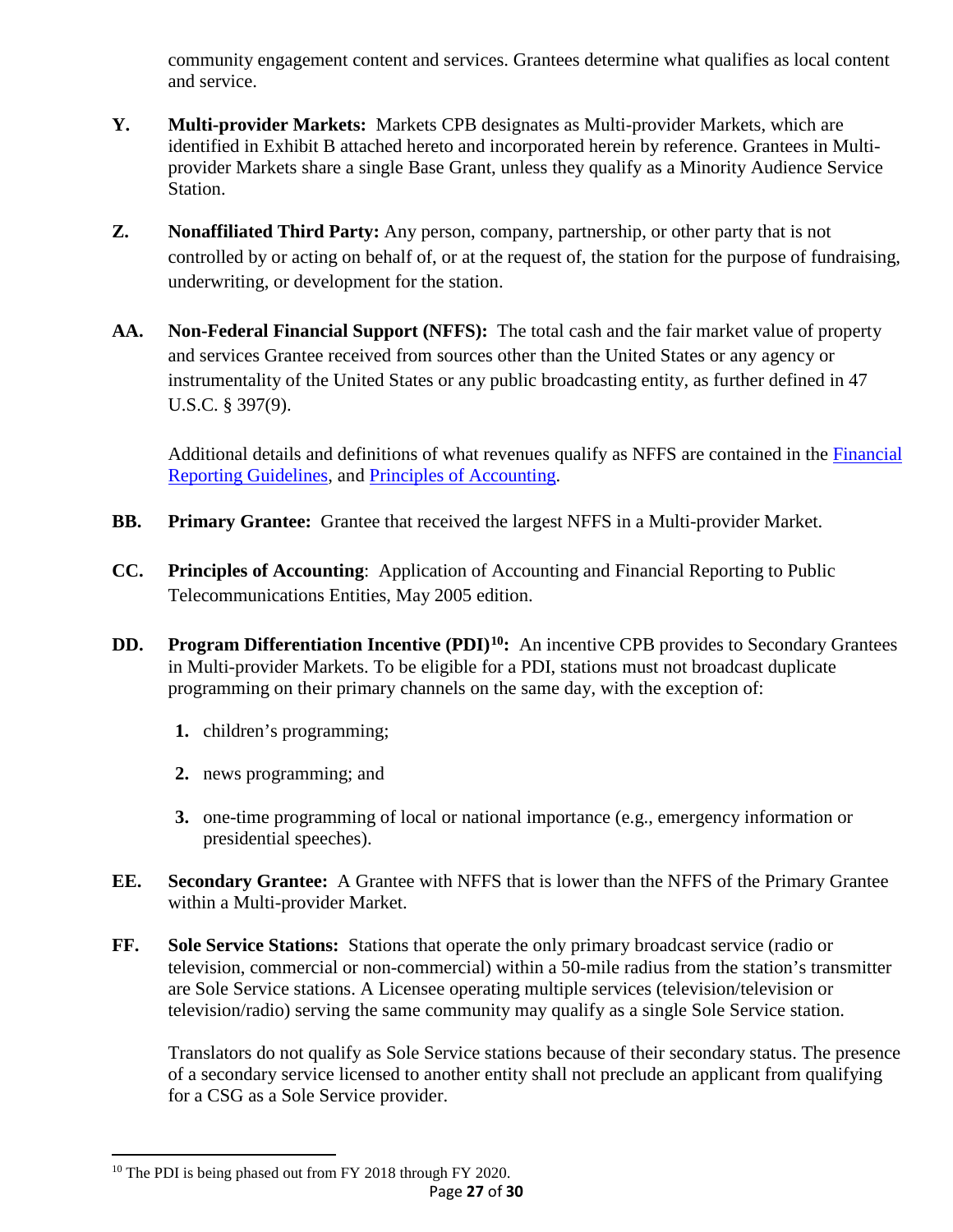community engagement content and services. Grantees determine what qualifies as local content and service.

**Y. Multi-provider Markets:** Markets CPB designates as Multi-provider Markets, which are identified in Exhibit B attached hereto and incorporated herein by reference. Grantees in Multi-provider Markets share a single Base Grant, unless they qualify as a Minority Audience Service Station.

**Z. Nonaffiliated Third Party:** Any person, company, partnership, or other party that is not controlled by or acting on behalf of, or at the request of, the station for the purpose of fundraising, underwriting, or development for the station.

**AA. Non-Federal Financial Support (NFFS):** The total cash and the fair market value of property and services Grantee received from sources other than the United States or any agency or instrumentality of the United States or any public broadcasting entity, as further defined in 47 U.S.C. § 397(9).

Additional details and definitions of what revenues qualify as NFFS are contained in the Financial Reporting Guidelines, and Principles of Accounting.

**BB. Primary Grantee:** Grantee that received the largest NFFS in a Multi-provider Market.

**CC. Principles of Accounting**: Application of Accounting and Financial Reporting to Public Telecommunications Entities, May 2005 edition.

**DD. Program Differentiation Incentive (PDI)[10]:** An incentive CPB provides to Secondary Grantees in Multi-provider Markets. To be eligible for a PDI, stations must not broadcast duplicate programming on their primary channels on the same day, with the exception of:

1. children's programming;
2. news programming; and
3. one-time programming of local or national importance (e.g., emergency information or presidential speeches).

**EE. Secondary Grantee:** A Grantee with NFFS that is lower than the NFFS of the Primary Grantee within a Multi-provider Market.

**FF. Sole Service Stations:** Stations that operate the only primary broadcast service (radio or television, commercial or non-commercial) within a 50-mile radius from the station's transmitter are Sole Service stations. A Licensee operating multiple services (television/television or television/radio) serving the same community may qualify as a single Sole Service station.

Translators do not qualify as Sole Service stations because of their secondary status. The presence of a secondary service licensed to another entity shall not preclude an applicant from qualifying for a CSG as a Sole Service provider.

[10] The PDI is being phased out from FY 2018 through FY 2020.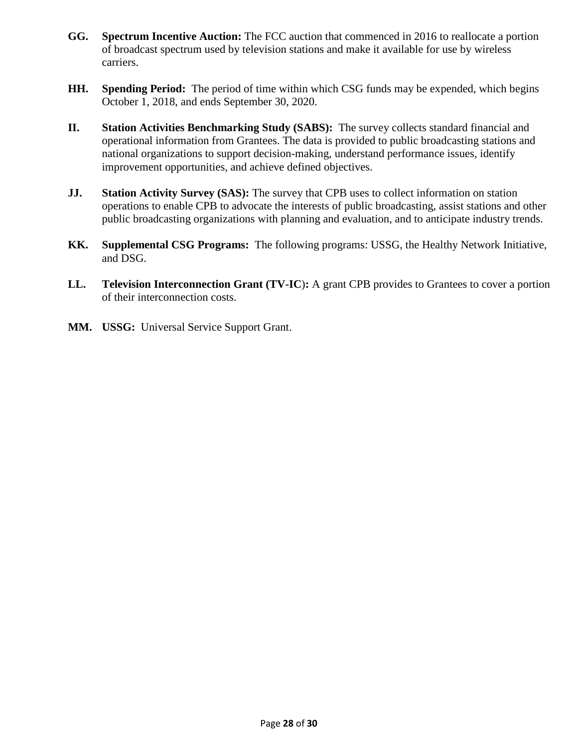**GG. Spectrum Incentive Auction:** The FCC auction that commenced in 2016 to reallocate a portion of broadcast spectrum used by television stations and make it available for use by wireless carriers.

**HH. Spending Period:** The period of time within which CSG funds may be expended, which begins October 1, 2018, and ends September 30, 2020.

**II. Station Activities Benchmarking Study (SABS):** The survey collects standard financial and operational information from Grantees. The data is provided to public broadcasting stations and national organizations to support decision-making, understand performance issues, identify improvement opportunities, and achieve defined objectives.

**JJ. Station Activity Survey (SAS):** The survey that CPB uses to collect information on station operations to enable CPB to advocate the interests of public broadcasting, assist stations and other public broadcasting organizations with planning and evaluation, and to anticipate industry trends.

**KK. Supplemental CSG Programs:** The following programs: USSG, the Healthy Network Initiative, and DSG.

**LL. Television Interconnection Grant (TV-IC):** A grant CPB provides to Grantees to cover a portion of their interconnection costs.

**MM. USSG:** Universal Service Support Grant.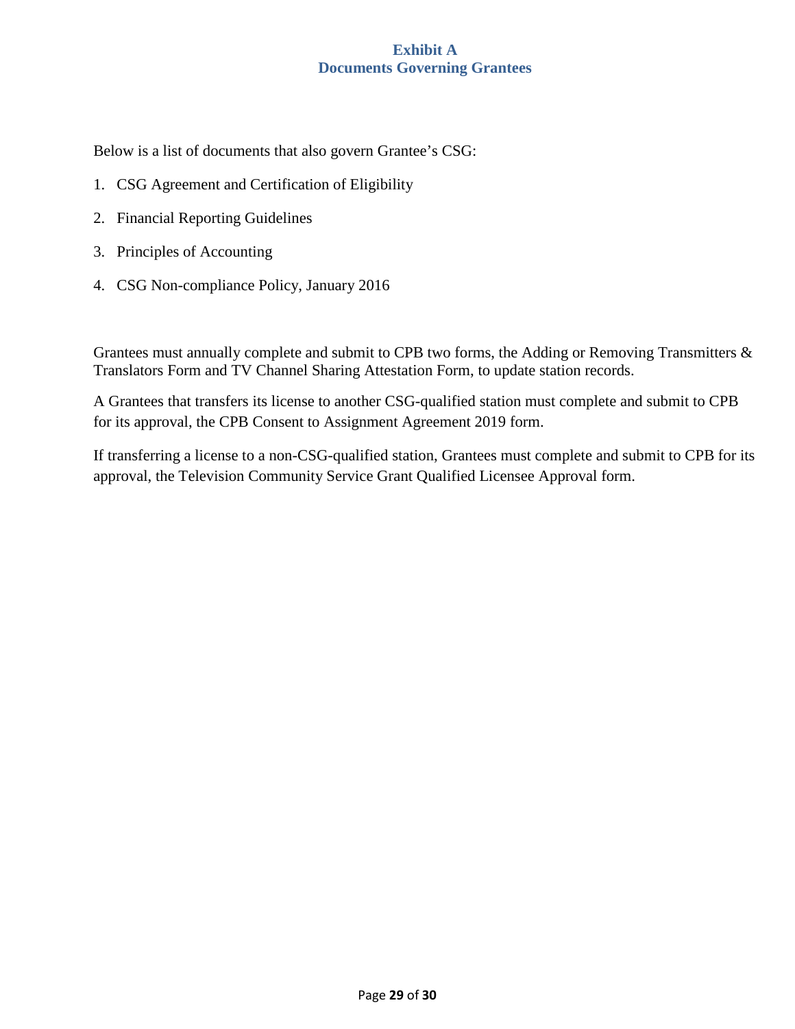# Exhibit A
# Documents Governing Grantees

Below is a list of documents that also govern Grantee's CSG:

1. CSG Agreement and Certification of Eligibility
2. Financial Reporting Guidelines
3. Principles of Accounting
4. CSG Non-compliance Policy, January 2016

Grantees must annually complete and submit to CPB two forms, the Adding or Removing Transmitters & Translators Form and TV Channel Sharing Attestation Form, to update station records.

A Grantees that transfers its license to another CSG-qualified station must complete and submit to CPB for its approval, the CPB Consent to Assignment Agreement 2019 form.

If transferring a license to a non-CSG-qualified station, Grantees must complete and submit to CPB for its approval, the Television Community Service Grant Qualified Licensee Approval form.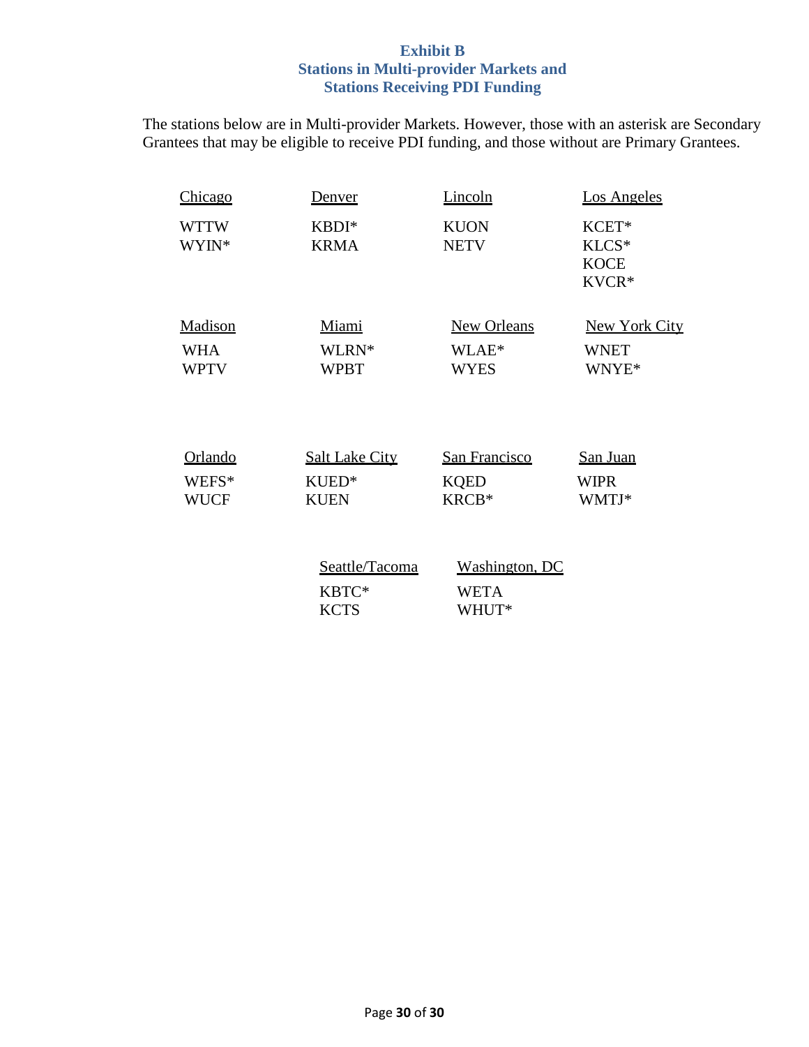## Exhibit B
## Stations in Multi-provider Markets and Stations Receiving PDI Funding

The stations below are in Multi-provider Markets. However, those with an asterisk are Secondary Grantees that may be eligible to receive PDI funding, and those without are Primary Grantees.

| Chicago | Denver | Lincoln | Los Angeles |
|---|---|---|---|
| WTTW | KBDI* | KUON | KCET* |
| WYIN* | KRMA | NETV | KLCS* |
| | | | KOCE |
| | | | KVCR* |

| Madison | Miami | New Orleans | New York City |
|---|---|---|---|
| WHA | WLRN* | WLAE* | WNET |
| WPTV | WPBT | WYES | WNYE* |

| Orlando | Salt Lake City | San Francisco | San Juan |
|---|---|---|---|
| WEFS* | KUED* | KQED | WIPR |
| WUCF | KUEN | KRCB* | WMTJ* |

| Seattle/Tacoma | Washington, DC |
|---|---|
| KBTC* | WETA |
| KCTS | WHUT* |